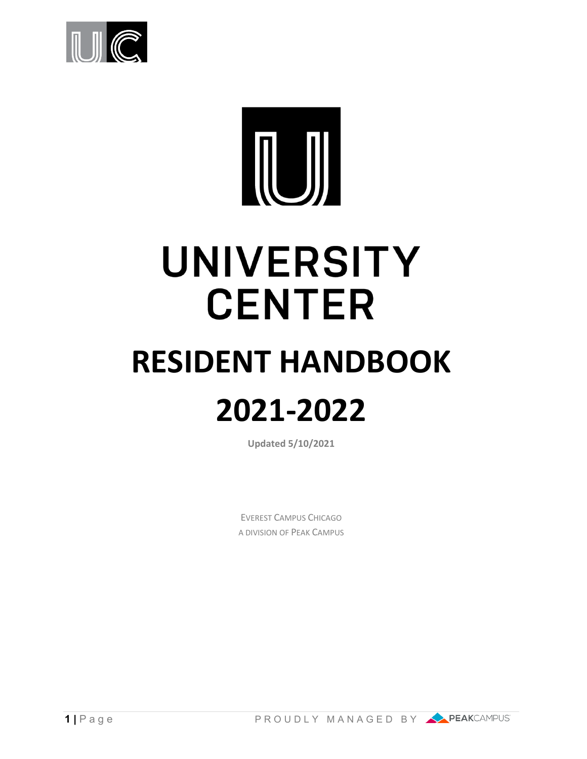# UNIVERSITY CENTER

# RESIDENT HANDBOOK

# 2021-2022

**Updated 5/10/2021**

EVEREST CAMPUS CHICAGO
A DIVISION OF PEAK CAMPUS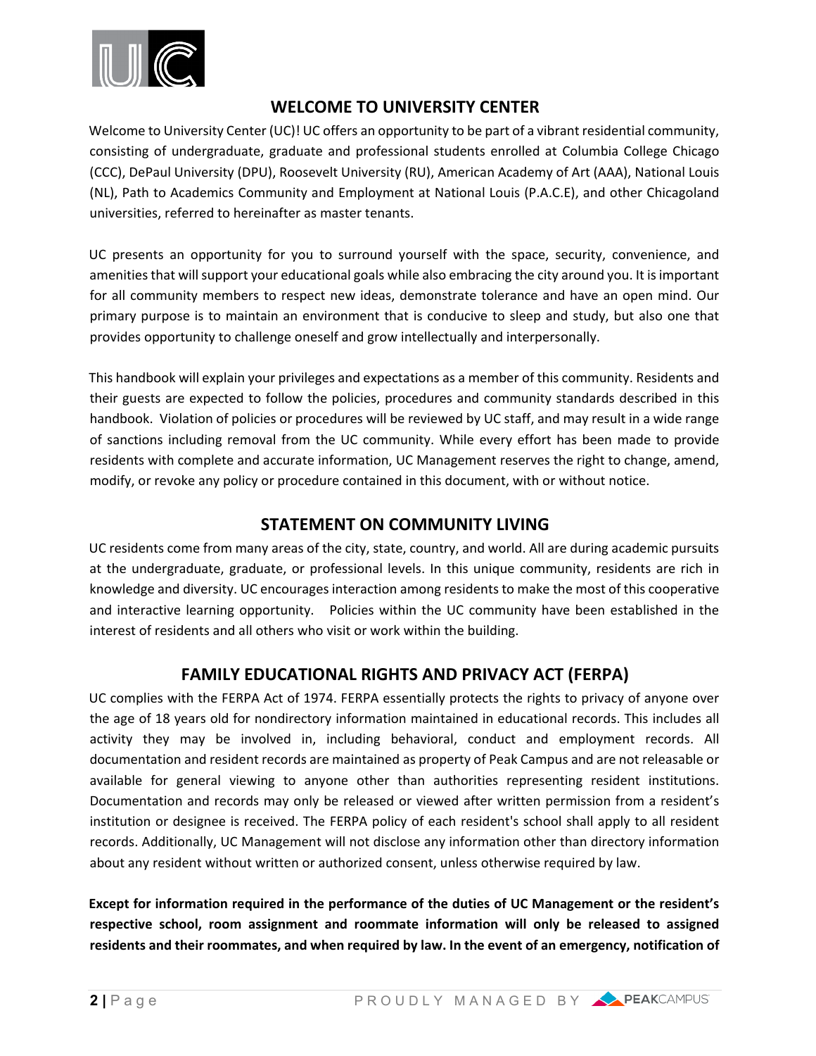## WELCOME TO UNIVERSITY CENTER

Welcome to University Center (UC)! UC offers an opportunity to be part of a vibrant residential community, consisting of undergraduate, graduate and professional students enrolled at Columbia College Chicago (CCC), DePaul University (DPU), Roosevelt University (RU), American Academy of Art (AAA), National Louis (NL), Path to Academics Community and Employment at National Louis (P.A.C.E), and other Chicagoland universities, referred to hereinafter as master tenants.

UC presents an opportunity for you to surround yourself with the space, security, convenience, and amenities that will support your educational goals while also embracing the city around you. It is important for all community members to respect new ideas, demonstrate tolerance and have an open mind. Our primary purpose is to maintain an environment that is conducive to sleep and study, but also one that provides opportunity to challenge oneself and grow intellectually and interpersonally.

This handbook will explain your privileges and expectations as a member of this community. Residents and their guests are expected to follow the policies, procedures and community standards described in this handbook. Violation of policies or procedures will be reviewed by UC staff, and may result in a wide range of sanctions including removal from the UC community. While every effort has been made to provide residents with complete and accurate information, UC Management reserves the right to change, amend, modify, or revoke any policy or procedure contained in this document, with or without notice.

## STATEMENT ON COMMUNITY LIVING

UC residents come from many areas of the city, state, country, and world. All are during academic pursuits at the undergraduate, graduate, or professional levels. In this unique community, residents are rich in knowledge and diversity. UC encourages interaction among residents to make the most of this cooperative and interactive learning opportunity. Policies within the UC community have been established in the interest of residents and all others who visit or work within the building.

## FAMILY EDUCATIONAL RIGHTS AND PRIVACY ACT (FERPA)

UC complies with the FERPA Act of 1974. FERPA essentially protects the rights to privacy of anyone over the age of 18 years old for nondirectory information maintained in educational records. This includes all activity they may be involved in, including behavioral, conduct and employment records. All documentation and resident records are maintained as property of Peak Campus and are not releasable or available for general viewing to anyone other than authorities representing resident institutions. Documentation and records may only be released or viewed after written permission from a resident's institution or designee is received. The FERPA policy of each resident's school shall apply to all resident records. Additionally, UC Management will not disclose any information other than directory information about any resident without written or authorized consent, unless otherwise required by law.

**Except for information required in the performance of the duties of UC Management or the resident's respective school, room assignment and roommate information will only be released to assigned residents and their roommates, and when required by law. In the event of an emergency, notification of**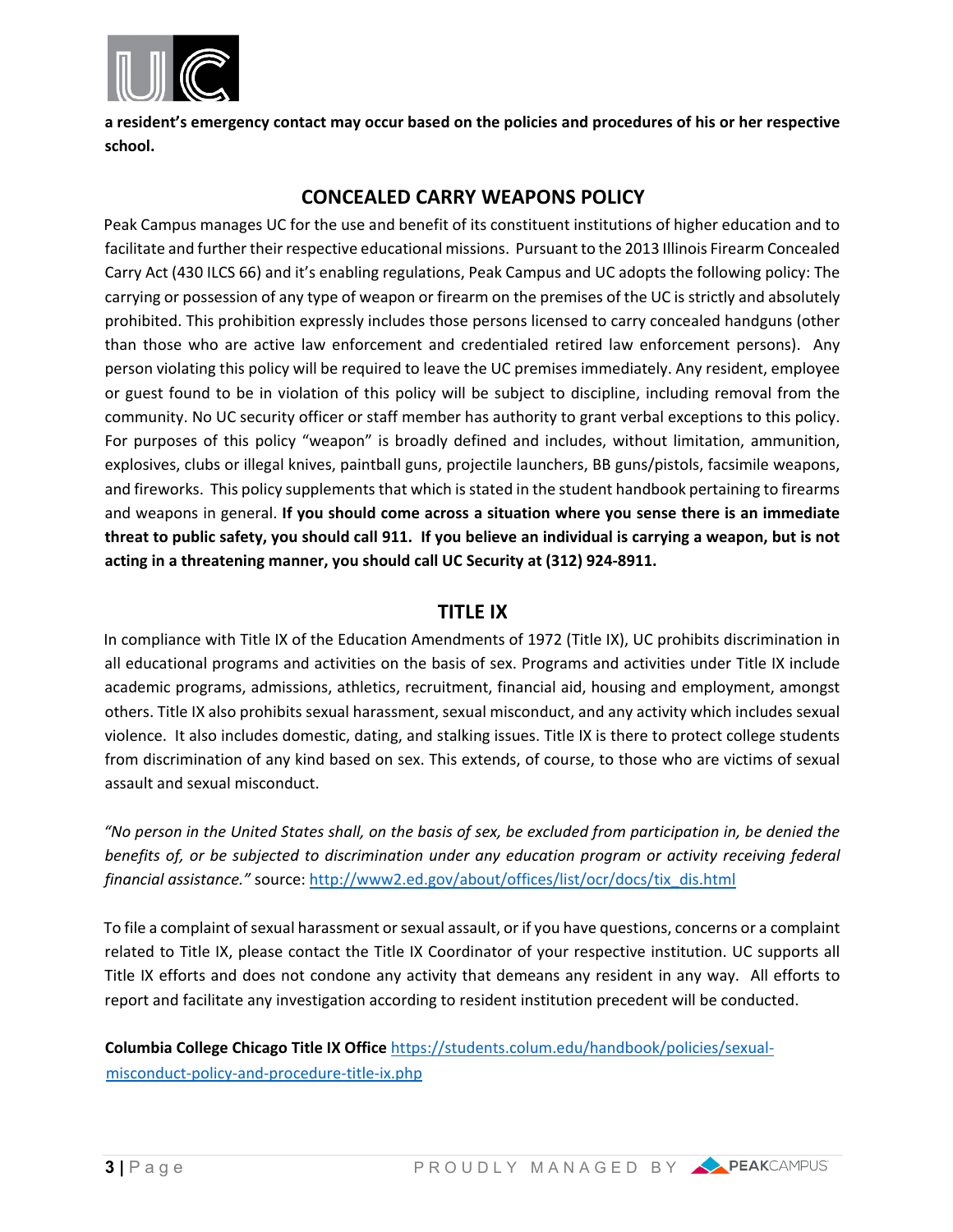**a resident's emergency contact may occur based on the policies and procedures of his or her respective school.**

## CONCEALED CARRY WEAPONS POLICY

Peak Campus manages UC for the use and benefit of its constituent institutions of higher education and to facilitate and further their respective educational missions. Pursuant to the 2013 Illinois Firearm Concealed Carry Act (430 ILCS 66) and it's enabling regulations, Peak Campus and UC adopts the following policy: The carrying or possession of any type of weapon or firearm on the premises of the UC is strictly and absolutely prohibited. This prohibition expressly includes those persons licensed to carry concealed handguns (other than those who are active law enforcement and credentialed retired law enforcement persons). Any person violating this policy will be required to leave the UC premises immediately. Any resident, employee or guest found to be in violation of this policy will be subject to discipline, including removal from the community. No UC security officer or staff member has authority to grant verbal exceptions to this policy. For purposes of this policy "weapon" is broadly defined and includes, without limitation, ammunition, explosives, clubs or illegal knives, paintball guns, projectile launchers, BB guns/pistols, facsimile weapons, and fireworks. This policy supplements that which is stated in the student handbook pertaining to firearms and weapons in general. **If you should come across a situation where you sense there is an immediate threat to public safety, you should call 911. If you believe an individual is carrying a weapon, but is not acting in a threatening manner, you should call UC Security at (312) 924-8911.**

## TITLE IX

In compliance with Title IX of the Education Amendments of 1972 (Title IX), UC prohibits discrimination in all educational programs and activities on the basis of sex. Programs and activities under Title IX include academic programs, admissions, athletics, recruitment, financial aid, housing and employment, amongst others. Title IX also prohibits sexual harassment, sexual misconduct, and any activity which includes sexual violence. It also includes domestic, dating, and stalking issues. Title IX is there to protect college students from discrimination of any kind based on sex. This extends, of course, to those who are victims of sexual assault and sexual misconduct.

*"No person in the United States shall, on the basis of sex, be excluded from participation in, be denied the benefits of, or be subjected to discrimination under any education program or activity receiving federal financial assistance."* source: http://www2.ed.gov/about/offices/list/ocr/docs/tix_dis.html

To file a complaint of sexual harassment or sexual assault, or if you have questions, concerns or a complaint related to Title IX, please contact the Title IX Coordinator of your respective institution. UC supports all Title IX efforts and does not condone any activity that demeans any resident in any way. All efforts to report and facilitate any investigation according to resident institution precedent will be conducted.

**Columbia College Chicago Title IX Office** https://students.colum.edu/handbook/policies/sexual-misconduct-policy-and-procedure-title-ix.php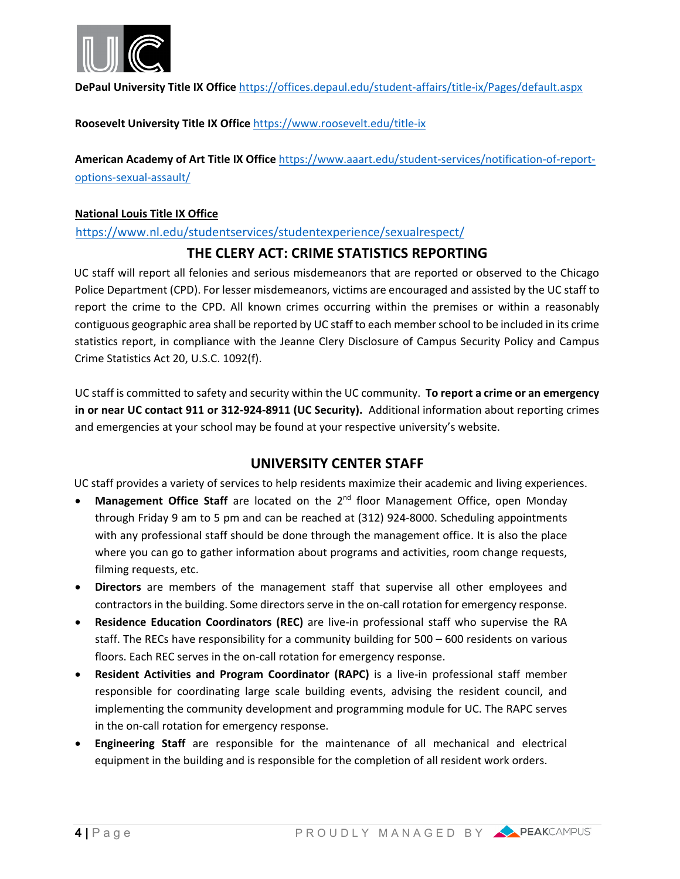**DePaul University Title IX Office** https://offices.depaul.edu/student-affairs/title-ix/Pages/default.aspx

**Roosevelt University Title IX Office** https://www.roosevelt.edu/title-ix

**American Academy of Art Title IX Office** https://www.aaart.edu/student-services/notification-of-report-options-sexual-assault/

**National Louis Title IX Office**

https://www.nl.edu/studentservices/studentexperience/sexualrespect/

## THE CLERY ACT: CRIME STATISTICS REPORTING

UC staff will report all felonies and serious misdemeanors that are reported or observed to the Chicago Police Department (CPD). For lesser misdemeanors, victims are encouraged and assisted by the UC staff to report the crime to the CPD. All known crimes occurring within the premises or within a reasonably contiguous geographic area shall be reported by UC staff to each member school to be included in its crime statistics report, in compliance with the Jeanne Clery Disclosure of Campus Security Policy and Campus Crime Statistics Act 20, U.S.C. 1092(f).

UC staff is committed to safety and security within the UC community. **To report a crime or an emergency in or near UC contact 911 or 312-924-8911 (UC Security).** Additional information about reporting crimes and emergencies at your school may be found at your respective university's website.

## UNIVERSITY CENTER STAFF

UC staff provides a variety of services to help residents maximize their academic and living experiences.

- **Management Office Staff** are located on the 2nd floor Management Office, open Monday through Friday 9 am to 5 pm and can be reached at (312) 924-8000. Scheduling appointments with any professional staff should be done through the management office. It is also the place where you can go to gather information about programs and activities, room change requests, filming requests, etc.
- **Directors** are members of the management staff that supervise all other employees and contractors in the building. Some directors serve in the on-call rotation for emergency response.
- **Residence Education Coordinators (REC)** are live-in professional staff who supervise the RA staff. The RECs have responsibility for a community building for 500 – 600 residents on various floors. Each REC serves in the on-call rotation for emergency response.
- **Resident Activities and Program Coordinator (RAPC)** is a live-in professional staff member responsible for coordinating large scale building events, advising the resident council, and implementing the community development and programming module for UC. The RAPC serves in the on-call rotation for emergency response.
- **Engineering Staff** are responsible for the maintenance of all mechanical and electrical equipment in the building and is responsible for the completion of all resident work orders.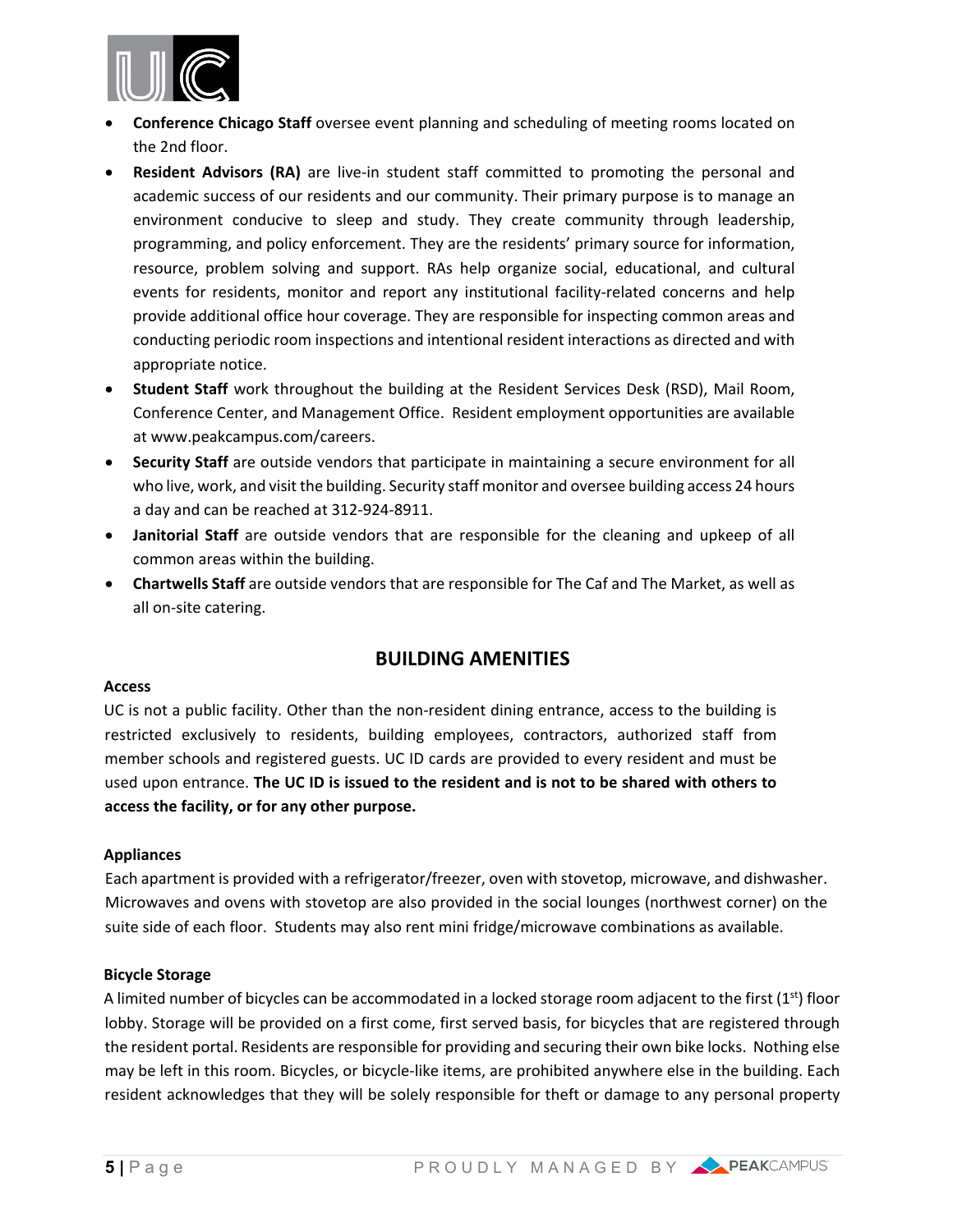- **Conference Chicago Staff** oversee event planning and scheduling of meeting rooms located on the 2nd floor.
- **Resident Advisors (RA)** are live-in student staff committed to promoting the personal and academic success of our residents and our community. Their primary purpose is to manage an environment conducive to sleep and study. They create community through leadership, programming, and policy enforcement. They are the residents' primary source for information, resource, problem solving and support. RAs help organize social, educational, and cultural events for residents, monitor and report any institutional facility-related concerns and help provide additional office hour coverage. They are responsible for inspecting common areas and conducting periodic room inspections and intentional resident interactions as directed and with appropriate notice.
- **Student Staff** work throughout the building at the Resident Services Desk (RSD), Mail Room, Conference Center, and Management Office. Resident employment opportunities are available at www.peakcampus.com/careers.
- **Security Staff** are outside vendors that participate in maintaining a secure environment for all who live, work, and visit the building. Security staff monitor and oversee building access 24 hours a day and can be reached at 312-924-8911.
- **Janitorial Staff** are outside vendors that are responsible for the cleaning and upkeep of all common areas within the building.
- **Chartwells Staff** are outside vendors that are responsible for The Caf and The Market, as well as all on-site catering.

## BUILDING AMENITIES

### Access

UC is not a public facility. Other than the non-resident dining entrance, access to the building is restricted exclusively to residents, building employees, contractors, authorized staff from member schools and registered guests. UC ID cards are provided to every resident and must be used upon entrance. **The UC ID is issued to the resident and is not to be shared with others to access the facility, or for any other purpose.**

### Appliances

Each apartment is provided with a refrigerator/freezer, oven with stovetop, microwave, and dishwasher. Microwaves and ovens with stovetop are also provided in the social lounges (northwest corner) on the suite side of each floor. Students may also rent mini fridge/microwave combinations as available.

### Bicycle Storage

A limited number of bicycles can be accommodated in a locked storage room adjacent to the first (1st) floor lobby. Storage will be provided on a first come, first served basis, for bicycles that are registered through the resident portal. Residents are responsible for providing and securing their own bike locks. Nothing else may be left in this room. Bicycles, or bicycle-like items, are prohibited anywhere else in the building. Each resident acknowledges that they will be solely responsible for theft or damage to any personal property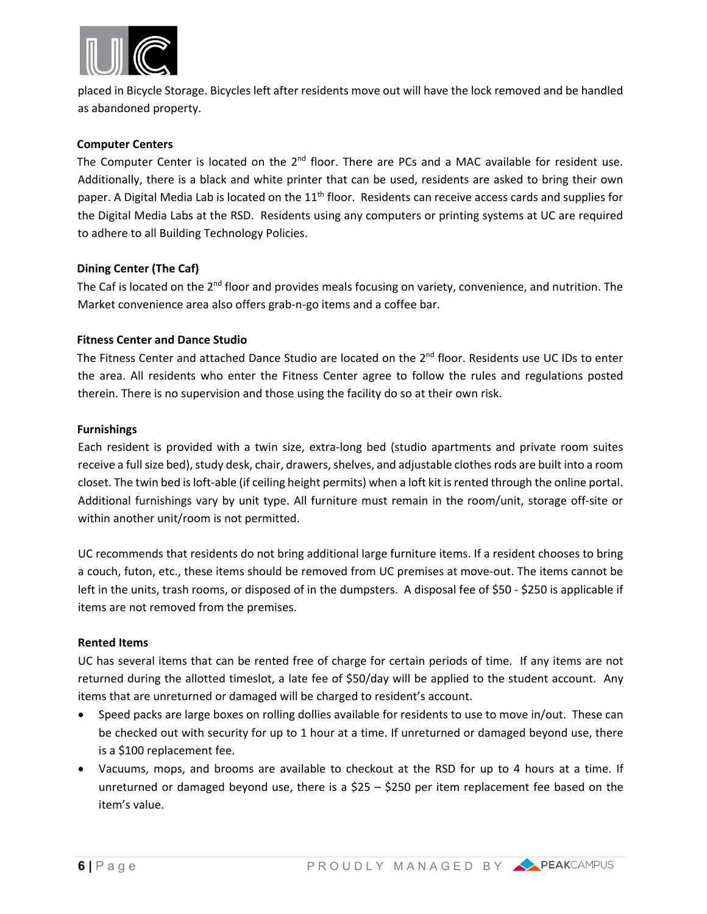placed in Bicycle Storage. Bicycles left after residents move out will have the lock removed and be handled as abandoned property.

**Computer Centers**

The Computer Center is located on the 2nd floor. There are PCs and a MAC available for resident use. Additionally, there is a black and white printer that can be used, residents are asked to bring their own paper. A Digital Media Lab is located on the 11th floor. Residents can receive access cards and supplies for the Digital Media Labs at the RSD. Residents using any computers or printing systems at UC are required to adhere to all Building Technology Policies.

**Dining Center (The Caf)**

The Caf is located on the 2nd floor and provides meals focusing on variety, convenience, and nutrition. The Market convenience area also offers grab-n-go items and a coffee bar.

**Fitness Center and Dance Studio**

The Fitness Center and attached Dance Studio are located on the 2nd floor. Residents use UC IDs to enter the area. All residents who enter the Fitness Center agree to follow the rules and regulations posted therein. There is no supervision and those using the facility do so at their own risk.

**Furnishings**

Each resident is provided with a twin size, extra-long bed (studio apartments and private room suites receive a full size bed), study desk, chair, drawers, shelves, and adjustable clothes rods are built into a room closet. The twin bed is loft-able (if ceiling height permits) when a loft kit is rented through the online portal. Additional furnishings vary by unit type. All furniture must remain in the room/unit, storage off-site or within another unit/room is not permitted.

UC recommends that residents do not bring additional large furniture items. If a resident chooses to bring a couch, futon, etc., these items should be removed from UC premises at move-out. The items cannot be left in the units, trash rooms, or disposed of in the dumpsters. A disposal fee of $50 - $250 is applicable if items are not removed from the premises.

**Rented Items**

UC has several items that can be rented free of charge for certain periods of time. If any items are not returned during the allotted timeslot, a late fee of $50/day will be applied to the student account. Any items that are unreturned or damaged will be charged to resident's account.

- Speed packs are large boxes on rolling dollies available for residents to use to move in/out. These can be checked out with security for up to 1 hour at a time. If unreturned or damaged beyond use, there is a $100 replacement fee.
- Vacuums, mops, and brooms are available to checkout at the RSD for up to 4 hours at a time. If unreturned or damaged beyond use, there is a $25 – $250 per item replacement fee based on the item's value.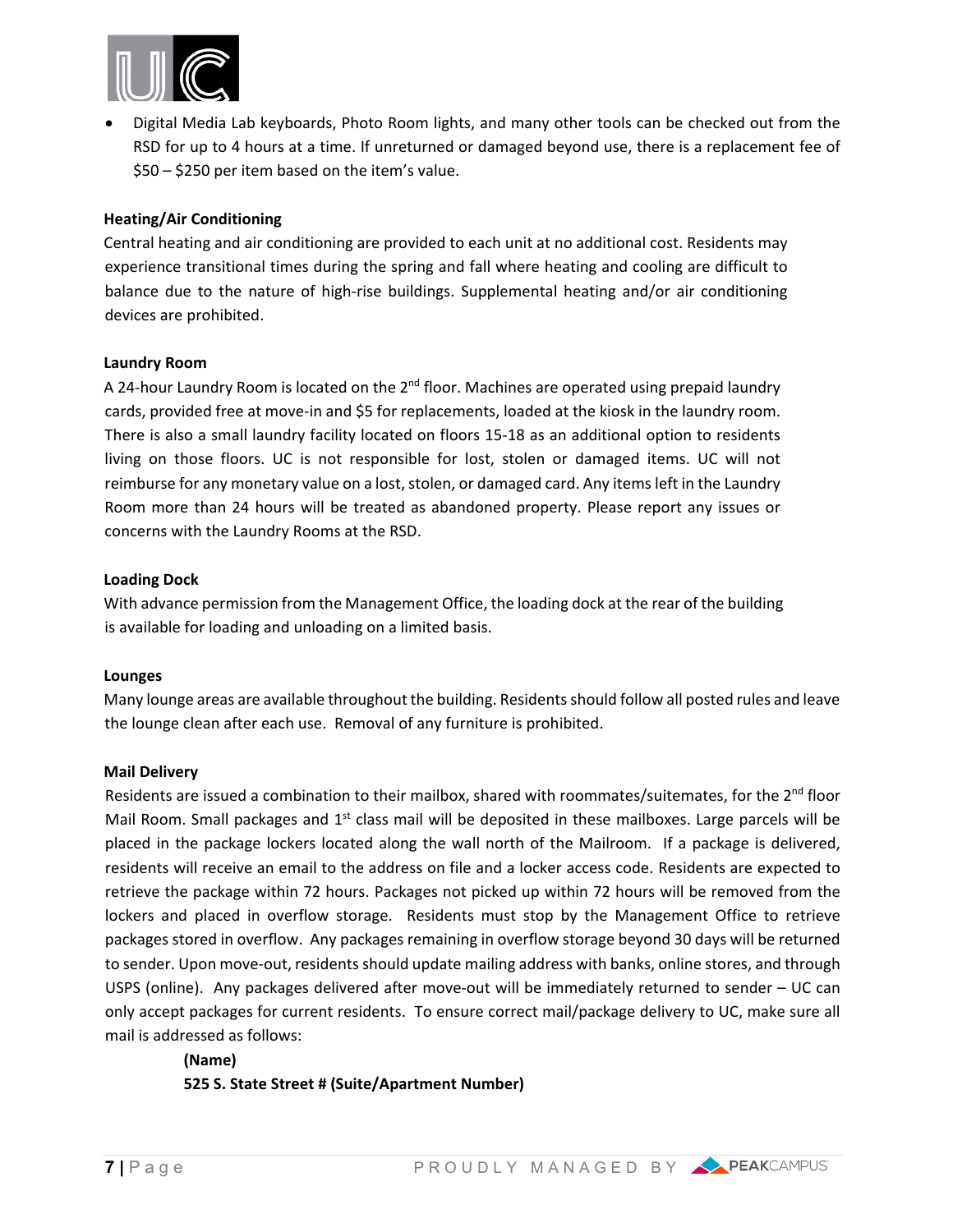- Digital Media Lab keyboards, Photo Room lights, and many other tools can be checked out from the RSD for up to 4 hours at a time. If unreturned or damaged beyond use, there is a replacement fee of $50 – $250 per item based on the item's value.

**Heating/Air Conditioning**

Central heating and air conditioning are provided to each unit at no additional cost. Residents may experience transitional times during the spring and fall where heating and cooling are difficult to balance due to the nature of high-rise buildings. Supplemental heating and/or air conditioning devices are prohibited.

**Laundry Room**

A 24-hour Laundry Room is located on the 2nd floor. Machines are operated using prepaid laundry cards, provided free at move-in and $5 for replacements, loaded at the kiosk in the laundry room. There is also a small laundry facility located on floors 15-18 as an additional option to residents living on those floors. UC is not responsible for lost, stolen or damaged items. UC will not reimburse for any monetary value on a lost, stolen, or damaged card. Any items left in the Laundry Room more than 24 hours will be treated as abandoned property. Please report any issues or concerns with the Laundry Rooms at the RSD.

**Loading Dock**

With advance permission from the Management Office, the loading dock at the rear of the building is available for loading and unloading on a limited basis.

**Lounges**

Many lounge areas are available throughout the building. Residents should follow all posted rules and leave the lounge clean after each use. Removal of any furniture is prohibited.

**Mail Delivery**

Residents are issued a combination to their mailbox, shared with roommates/suitemates, for the 2nd floor Mail Room. Small packages and 1st class mail will be deposited in these mailboxes. Large parcels will be placed in the package lockers located along the wall north of the Mailroom. If a package is delivered, residents will receive an email to the address on file and a locker access code. Residents are expected to retrieve the package within 72 hours. Packages not picked up within 72 hours will be removed from the lockers and placed in overflow storage. Residents must stop by the Management Office to retrieve packages stored in overflow. Any packages remaining in overflow storage beyond 30 days will be returned to sender. Upon move-out, residents should update mailing address with banks, online stores, and through USPS (online). Any packages delivered after move-out will be immediately returned to sender – UC can only accept packages for current residents. To ensure correct mail/package delivery to UC, make sure all mail is addressed as follows:

> **(Name)**
> **525 S. State Street # (Suite/Apartment Number)**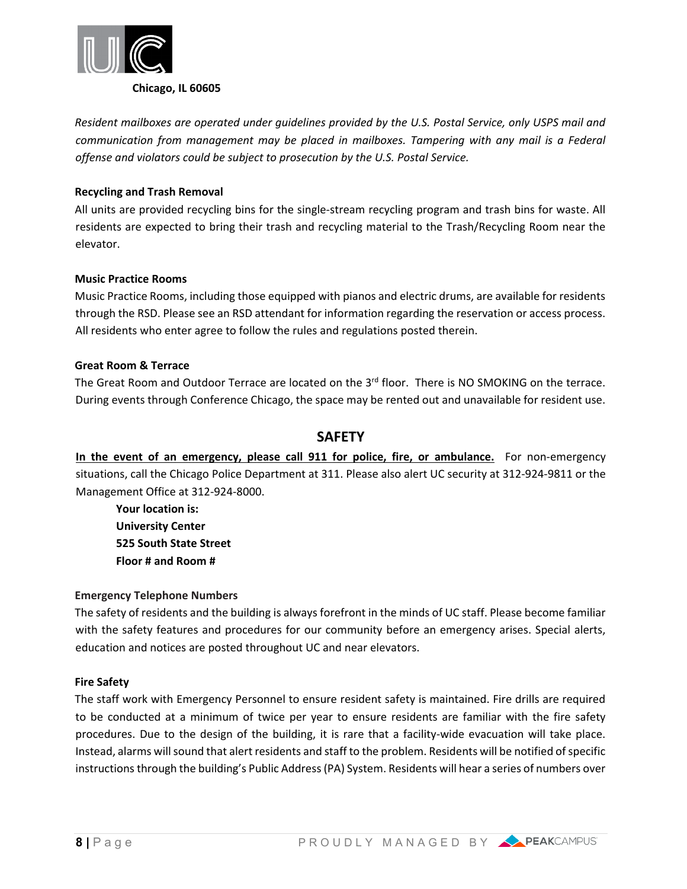Chicago, IL 60605

*Resident mailboxes are operated under guidelines provided by the U.S. Postal Service, only USPS mail and communication from management may be placed in mailboxes. Tampering with any mail is a Federal offense and violators could be subject to prosecution by the U.S. Postal Service.*

**Recycling and Trash Removal**

All units are provided recycling bins for the single-stream recycling program and trash bins for waste. All residents are expected to bring their trash and recycling material to the Trash/Recycling Room near the elevator.

**Music Practice Rooms**

Music Practice Rooms, including those equipped with pianos and electric drums, are available for residents through the RSD. Please see an RSD attendant for information regarding the reservation or access process. All residents who enter agree to follow the rules and regulations posted therein.

**Great Room & Terrace**

The Great Room and Outdoor Terrace are located on the 3rd floor. There is NO SMOKING on the terrace. During events through Conference Chicago, the space may be rented out and unavailable for resident use.

## SAFETY

**In the event of an emergency, please call 911 for police, fire, or ambulance.** For non-emergency situations, call the Chicago Police Department at 311. Please also alert UC security at 312-924-9811 or the Management Office at 312-924-8000.

**Your location is:**
**University Center**
**525 South State Street**
**Floor # and Room #**

**Emergency Telephone Numbers**

The safety of residents and the building is always forefront in the minds of UC staff. Please become familiar with the safety features and procedures for our community before an emergency arises. Special alerts, education and notices are posted throughout UC and near elevators.

**Fire Safety**

The staff work with Emergency Personnel to ensure resident safety is maintained. Fire drills are required to be conducted at a minimum of twice per year to ensure residents are familiar with the fire safety procedures. Due to the design of the building, it is rare that a facility-wide evacuation will take place. Instead, alarms will sound that alert residents and staff to the problem. Residents will be notified of specific instructions through the building's Public Address (PA) System. Residents will hear a series of numbers over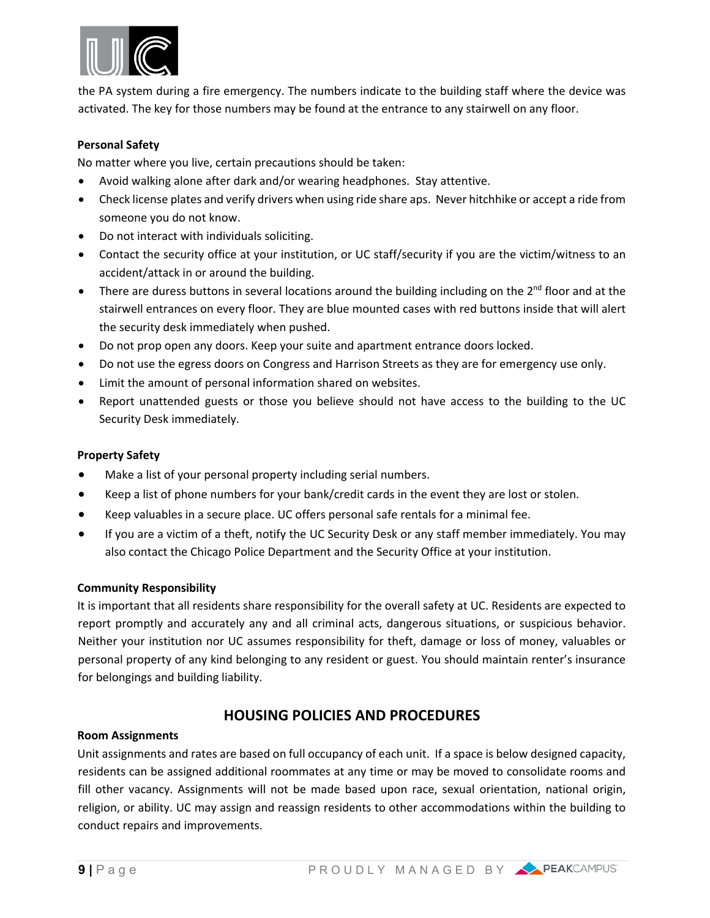the PA system during a fire emergency. The numbers indicate to the building staff where the device was activated. The key for those numbers may be found at the entrance to any stairwell on any floor.

**Personal Safety**

No matter where you live, certain precautions should be taken:

- Avoid walking alone after dark and/or wearing headphones. Stay attentive.
- Check license plates and verify drivers when using ride share aps. Never hitchhike or accept a ride from someone you do not know.
- Do not interact with individuals soliciting.
- Contact the security office at your institution, or UC staff/security if you are the victim/witness to an accident/attack in or around the building.
- There are duress buttons in several locations around the building including on the 2nd floor and at the stairwell entrances on every floor. They are blue mounted cases with red buttons inside that will alert the security desk immediately when pushed.
- Do not prop open any doors. Keep your suite and apartment entrance doors locked.
- Do not use the egress doors on Congress and Harrison Streets as they are for emergency use only.
- Limit the amount of personal information shared on websites.
- Report unattended guests or those you believe should not have access to the building to the UC Security Desk immediately.

**Property Safety**

- Make a list of your personal property including serial numbers.
- Keep a list of phone numbers for your bank/credit cards in the event they are lost or stolen.
- Keep valuables in a secure place. UC offers personal safe rentals for a minimal fee.
- If you are a victim of a theft, notify the UC Security Desk or any staff member immediately. You may also contact the Chicago Police Department and the Security Office at your institution.

**Community Responsibility**

It is important that all residents share responsibility for the overall safety at UC. Residents are expected to report promptly and accurately any and all criminal acts, dangerous situations, or suspicious behavior. Neither your institution nor UC assumes responsibility for theft, damage or loss of money, valuables or personal property of any kind belonging to any resident or guest. You should maintain renter's insurance for belongings and building liability.

## HOUSING POLICIES AND PROCEDURES

**Room Assignments**

Unit assignments and rates are based on full occupancy of each unit. If a space is below designed capacity, residents can be assigned additional roommates at any time or may be moved to consolidate rooms and fill other vacancy. Assignments will not be made based upon race, sexual orientation, national origin, religion, or ability. UC may assign and reassign residents to other accommodations within the building to conduct repairs and improvements.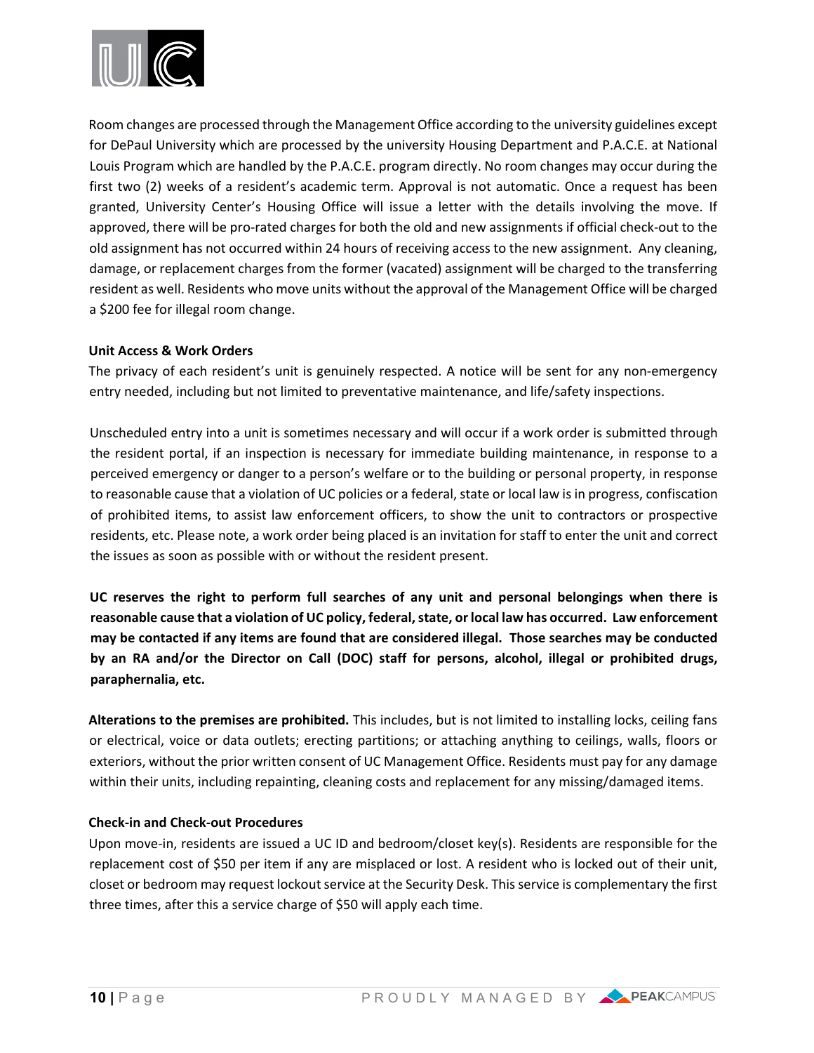Room changes are processed through the Management Office according to the university guidelines except for DePaul University which are processed by the university Housing Department and P.A.C.E. at National Louis Program which are handled by the P.A.C.E. program directly. No room changes may occur during the first two (2) weeks of a resident's academic term. Approval is not automatic. Once a request has been granted, University Center's Housing Office will issue a letter with the details involving the move. If approved, there will be pro-rated charges for both the old and new assignments if official check-out to the old assignment has not occurred within 24 hours of receiving access to the new assignment. Any cleaning, damage, or replacement charges from the former (vacated) assignment will be charged to the transferring resident as well. Residents who move units without the approval of the Management Office will be charged a $200 fee for illegal room change.

**Unit Access & Work Orders**

The privacy of each resident's unit is genuinely respected. A notice will be sent for any non-emergency entry needed, including but not limited to preventative maintenance, and life/safety inspections.

Unscheduled entry into a unit is sometimes necessary and will occur if a work order is submitted through the resident portal, if an inspection is necessary for immediate building maintenance, in response to a perceived emergency or danger to a person's welfare or to the building or personal property, in response to reasonable cause that a violation of UC policies or a federal, state or local law is in progress, confiscation of prohibited items, to assist law enforcement officers, to show the unit to contractors or prospective residents, etc. Please note, a work order being placed is an invitation for staff to enter the unit and correct the issues as soon as possible with or without the resident present.

**UC reserves the right to perform full searches of any unit and personal belongings when there is reasonable cause that a violation of UC policy, federal, state, or local law has occurred. Law enforcement may be contacted if any items are found that are considered illegal. Those searches may be conducted by an RA and/or the Director on Call (DOC) staff for persons, alcohol, illegal or prohibited drugs, paraphernalia, etc.**

**Alterations to the premises are prohibited.** This includes, but is not limited to installing locks, ceiling fans or electrical, voice or data outlets; erecting partitions; or attaching anything to ceilings, walls, floors or exteriors, without the prior written consent of UC Management Office. Residents must pay for any damage within their units, including repainting, cleaning costs and replacement for any missing/damaged items.

**Check-in and Check-out Procedures**

Upon move-in, residents are issued a UC ID and bedroom/closet key(s). Residents are responsible for the replacement cost of $50 per item if any are misplaced or lost. A resident who is locked out of their unit, closet or bedroom may request lockout service at the Security Desk. This service is complementary the first three times, after this a service charge of $50 will apply each time.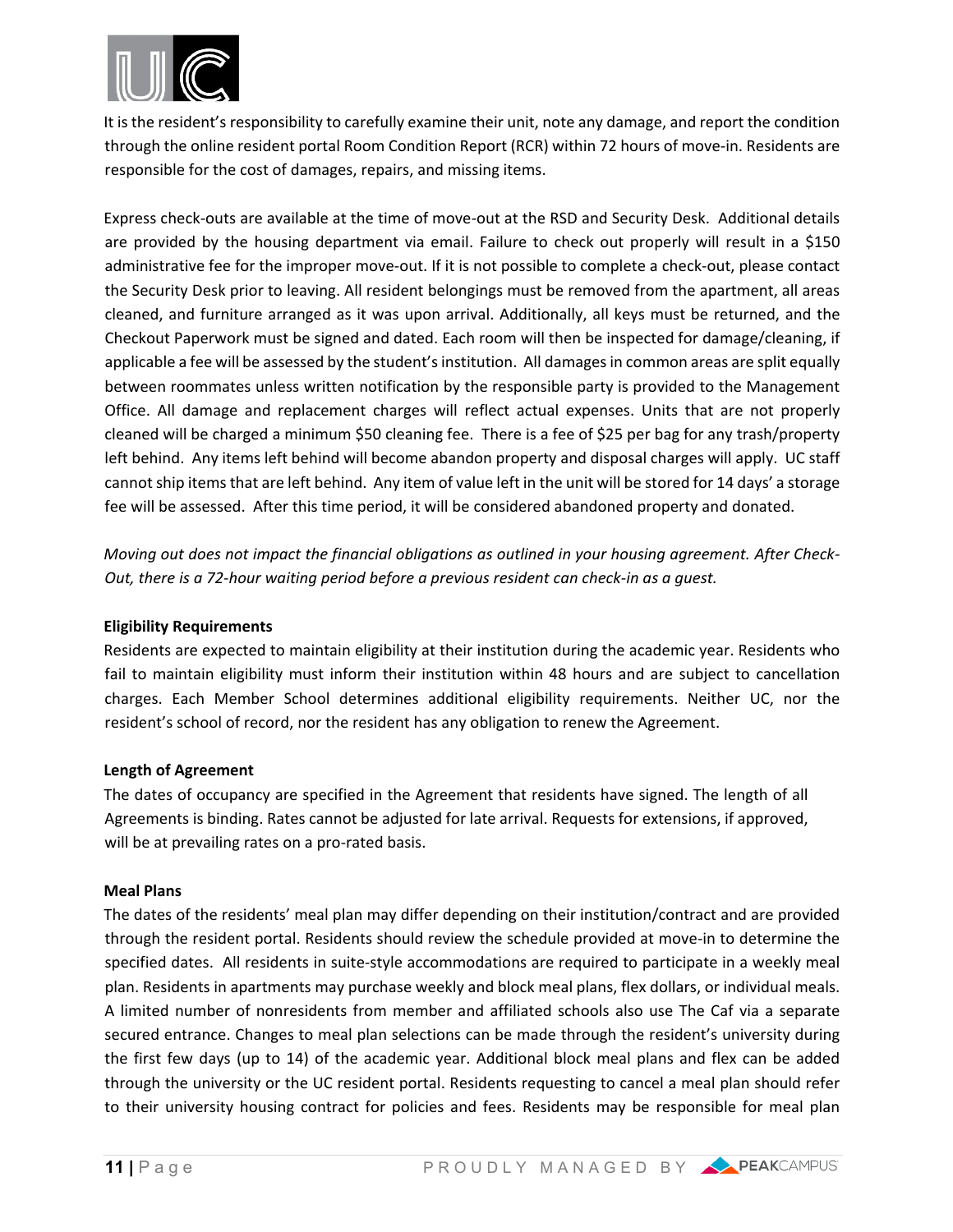It is the resident's responsibility to carefully examine their unit, note any damage, and report the condition through the online resident portal Room Condition Report (RCR) within 72 hours of move-in. Residents are responsible for the cost of damages, repairs, and missing items.

Express check-outs are available at the time of move-out at the RSD and Security Desk. Additional details are provided by the housing department via email. Failure to check out properly will result in a $150 administrative fee for the improper move-out. If it is not possible to complete a check-out, please contact the Security Desk prior to leaving. All resident belongings must be removed from the apartment, all areas cleaned, and furniture arranged as it was upon arrival. Additionally, all keys must be returned, and the Checkout Paperwork must be signed and dated. Each room will then be inspected for damage/cleaning, if applicable a fee will be assessed by the student's institution. All damages in common areas are split equally between roommates unless written notification by the responsible party is provided to the Management Office. All damage and replacement charges will reflect actual expenses. Units that are not properly cleaned will be charged a minimum $50 cleaning fee. There is a fee of $25 per bag for any trash/property left behind. Any items left behind will become abandon property and disposal charges will apply. UC staff cannot ship items that are left behind. Any item of value left in the unit will be stored for 14 days' a storage fee will be assessed. After this time period, it will be considered abandoned property and donated.

*Moving out does not impact the financial obligations as outlined in your housing agreement. After Check-Out, there is a 72-hour waiting period before a previous resident can check-in as a guest.*

**Eligibility Requirements**

Residents are expected to maintain eligibility at their institution during the academic year. Residents who fail to maintain eligibility must inform their institution within 48 hours and are subject to cancellation charges. Each Member School determines additional eligibility requirements. Neither UC, nor the resident's school of record, nor the resident has any obligation to renew the Agreement.

**Length of Agreement**

The dates of occupancy are specified in the Agreement that residents have signed. The length of all Agreements is binding. Rates cannot be adjusted for late arrival. Requests for extensions, if approved, will be at prevailing rates on a pro-rated basis.

**Meal Plans**

The dates of the residents' meal plan may differ depending on their institution/contract and are provided through the resident portal. Residents should review the schedule provided at move-in to determine the specified dates. All residents in suite-style accommodations are required to participate in a weekly meal plan. Residents in apartments may purchase weekly and block meal plans, flex dollars, or individual meals. A limited number of nonresidents from member and affiliated schools also use The Caf via a separate secured entrance. Changes to meal plan selections can be made through the resident's university during the first few days (up to 14) of the academic year. Additional block meal plans and flex can be added through the university or the UC resident portal. Residents requesting to cancel a meal plan should refer to their university housing contract for policies and fees. Residents may be responsible for meal plan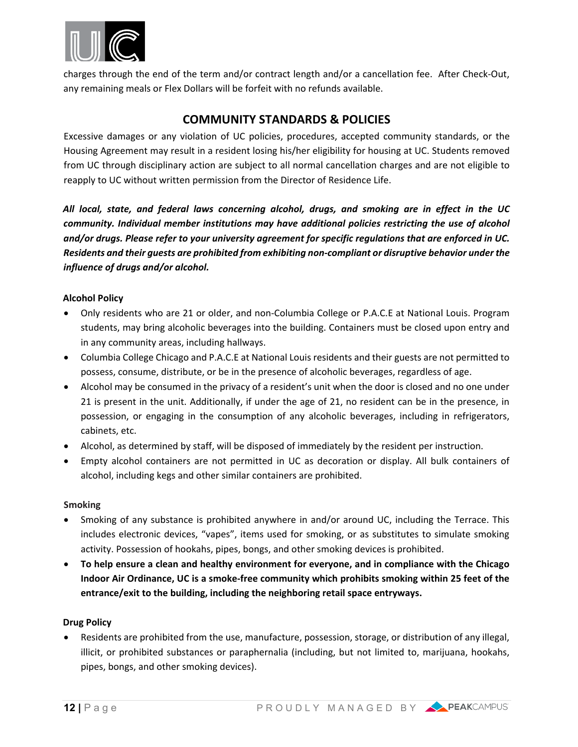charges through the end of the term and/or contract length and/or a cancellation fee. After Check-Out, any remaining meals or Flex Dollars will be forfeit with no refunds available.

## COMMUNITY STANDARDS & POLICIES

Excessive damages or any violation of UC policies, procedures, accepted community standards, or the Housing Agreement may result in a resident losing his/her eligibility for housing at UC. Students removed from UC through disciplinary action are subject to all normal cancellation charges and are not eligible to reapply to UC without written permission from the Director of Residence Life.

***All local, state, and federal laws concerning alcohol, drugs, and smoking are in effect in the UC community. Individual member institutions may have additional policies restricting the use of alcohol and/or drugs. Please refer to your university agreement for specific regulations that are enforced in UC. Residents and their guests are prohibited from exhibiting non-compliant or disruptive behavior under the influence of drugs and/or alcohol.***

**Alcohol Policy**

- Only residents who are 21 or older, and non-Columbia College or P.A.C.E at National Louis. Program students, may bring alcoholic beverages into the building. Containers must be closed upon entry and in any community areas, including hallways.
- Columbia College Chicago and P.A.C.E at National Louis residents and their guests are not permitted to possess, consume, distribute, or be in the presence of alcoholic beverages, regardless of age.
- Alcohol may be consumed in the privacy of a resident's unit when the door is closed and no one under 21 is present in the unit. Additionally, if under the age of 21, no resident can be in the presence, in possession, or engaging in the consumption of any alcoholic beverages, including in refrigerators, cabinets, etc.
- Alcohol, as determined by staff, will be disposed of immediately by the resident per instruction.
- Empty alcohol containers are not permitted in UC as decoration or display. All bulk containers of alcohol, including kegs and other similar containers are prohibited.

**Smoking**

- Smoking of any substance is prohibited anywhere in and/or around UC, including the Terrace. This includes electronic devices, "vapes", items used for smoking, or as substitutes to simulate smoking activity. Possession of hookahs, pipes, bongs, and other smoking devices is prohibited.
- **To help ensure a clean and healthy environment for everyone, and in compliance with the Chicago Indoor Air Ordinance, UC is a smoke-free community which prohibits smoking within 25 feet of the entrance/exit to the building, including the neighboring retail space entryways.**

**Drug Policy**

- Residents are prohibited from the use, manufacture, possession, storage, or distribution of any illegal, illicit, or prohibited substances or paraphernalia (including, but not limited to, marijuana, hookahs, pipes, bongs, and other smoking devices).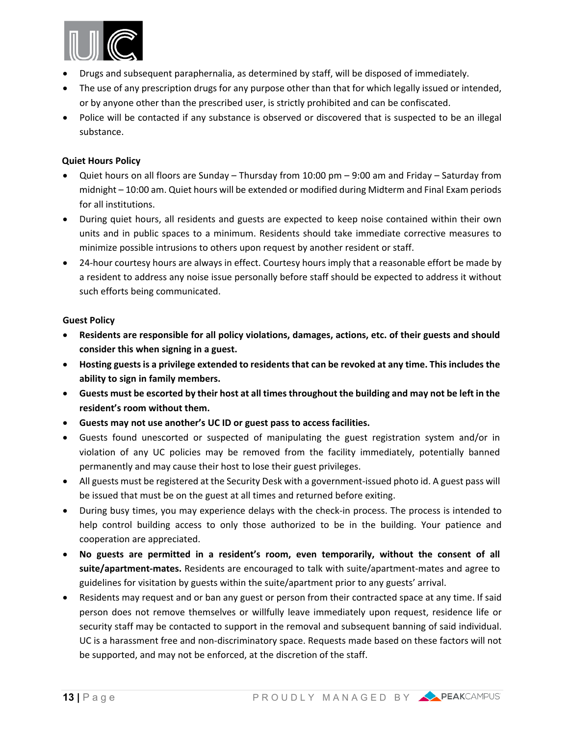- Drugs and subsequent paraphernalia, as determined by staff, will be disposed of immediately.
- The use of any prescription drugs for any purpose other than that for which legally issued or intended, or by anyone other than the prescribed user, is strictly prohibited and can be confiscated.
- Police will be contacted if any substance is observed or discovered that is suspected to be an illegal substance.

**Quiet Hours Policy**

- Quiet hours on all floors are Sunday – Thursday from 10:00 pm – 9:00 am and Friday – Saturday from midnight – 10:00 am. Quiet hours will be extended or modified during Midterm and Final Exam periods for all institutions.
- During quiet hours, all residents and guests are expected to keep noise contained within their own units and in public spaces to a minimum. Residents should take immediate corrective measures to minimize possible intrusions to others upon request by another resident or staff.
- 24-hour courtesy hours are always in effect. Courtesy hours imply that a reasonable effort be made by a resident to address any noise issue personally before staff should be expected to address it without such efforts being communicated.

**Guest Policy**

- **Residents are responsible for all policy violations, damages, actions, etc. of their guests and should consider this when signing in a guest.**
- **Hosting guests is a privilege extended to residents that can be revoked at any time. This includes the ability to sign in family members.**
- **Guests must be escorted by their host at all times throughout the building and may not be left in the resident's room without them.**
- **Guests may not use another's UC ID or guest pass to access facilities.**
- Guests found unescorted or suspected of manipulating the guest registration system and/or in violation of any UC policies may be removed from the facility immediately, potentially banned permanently and may cause their host to lose their guest privileges.
- All guests must be registered at the Security Desk with a government-issued photo id. A guest pass will be issued that must be on the guest at all times and returned before exiting.
- During busy times, you may experience delays with the check-in process. The process is intended to help control building access to only those authorized to be in the building. Your patience and cooperation are appreciated.
- **No guests are permitted in a resident's room, even temporarily, without the consent of all suite/apartment-mates.** Residents are encouraged to talk with suite/apartment-mates and agree to guidelines for visitation by guests within the suite/apartment prior to any guests' arrival.
- Residents may request and or ban any guest or person from their contracted space at any time. If said person does not remove themselves or willfully leave immediately upon request, residence life or security staff may be contacted to support in the removal and subsequent banning of said individual. UC is a harassment free and non-discriminatory space. Requests made based on these factors will not be supported, and may not be enforced, at the discretion of the staff.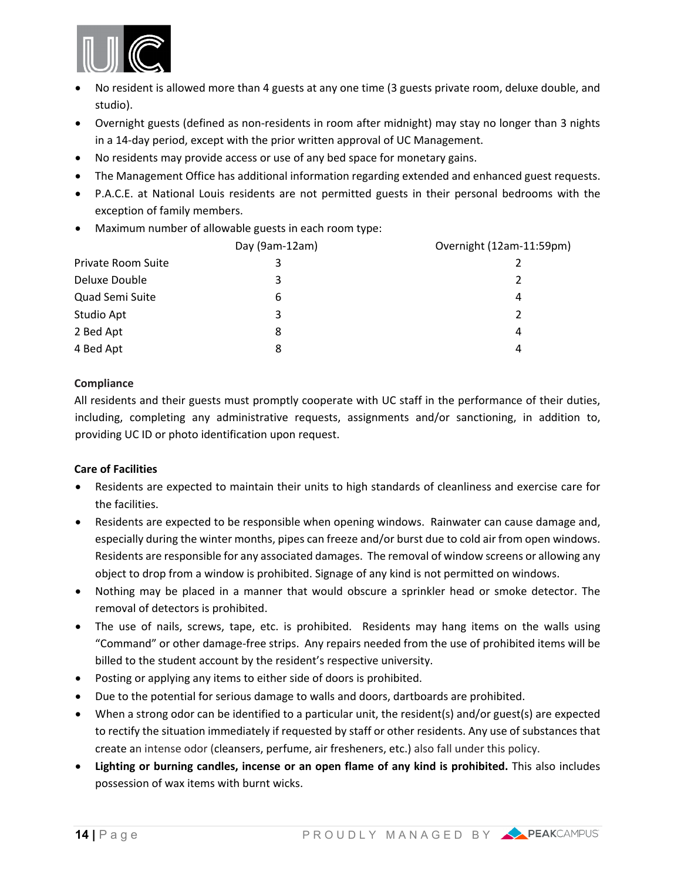- No resident is allowed more than 4 guests at any one time (3 guests private room, deluxe double, and studio).
- Overnight guests (defined as non-residents in room after midnight) may stay no longer than 3 nights in a 14-day period, except with the prior written approval of UC Management.
- No residents may provide access or use of any bed space for monetary gains.
- The Management Office has additional information regarding extended and enhanced guest requests.
- P.A.C.E. at National Louis residents are not permitted guests in their personal bedrooms with the exception of family members.
- Maximum number of allowable guests in each room type:

| | Day (9am-12am) | Overnight (12am-11:59pm) |
|---|---|---|
| Private Room Suite | 3 | 2 |
| Deluxe Double | 3 | 2 |
| Quad Semi Suite | 6 | 4 |
| Studio Apt | 3 | 2 |
| 2 Bed Apt | 8 | 4 |
| 4 Bed Apt | 8 | 4 |

**Compliance**

All residents and their guests must promptly cooperate with UC staff in the performance of their duties, including, completing any administrative requests, assignments and/or sanctioning, in addition to, providing UC ID or photo identification upon request.

**Care of Facilities**

- Residents are expected to maintain their units to high standards of cleanliness and exercise care for the facilities.
- Residents are expected to be responsible when opening windows. Rainwater can cause damage and, especially during the winter months, pipes can freeze and/or burst due to cold air from open windows. Residents are responsible for any associated damages. The removal of window screens or allowing any object to drop from a window is prohibited. Signage of any kind is not permitted on windows.
- Nothing may be placed in a manner that would obscure a sprinkler head or smoke detector. The removal of detectors is prohibited.
- The use of nails, screws, tape, etc. is prohibited. Residents may hang items on the walls using "Command" or other damage-free strips. Any repairs needed from the use of prohibited items will be billed to the student account by the resident's respective university.
- Posting or applying any items to either side of doors is prohibited.
- Due to the potential for serious damage to walls and doors, dartboards are prohibited.
- When a strong odor can be identified to a particular unit, the resident(s) and/or guest(s) are expected to rectify the situation immediately if requested by staff or other residents. Any use of substances that create an intense odor (cleansers, perfume, air fresheners, etc.) also fall under this policy.
- **Lighting or burning candles, incense or an open flame of any kind is prohibited.** This also includes possession of wax items with burnt wicks.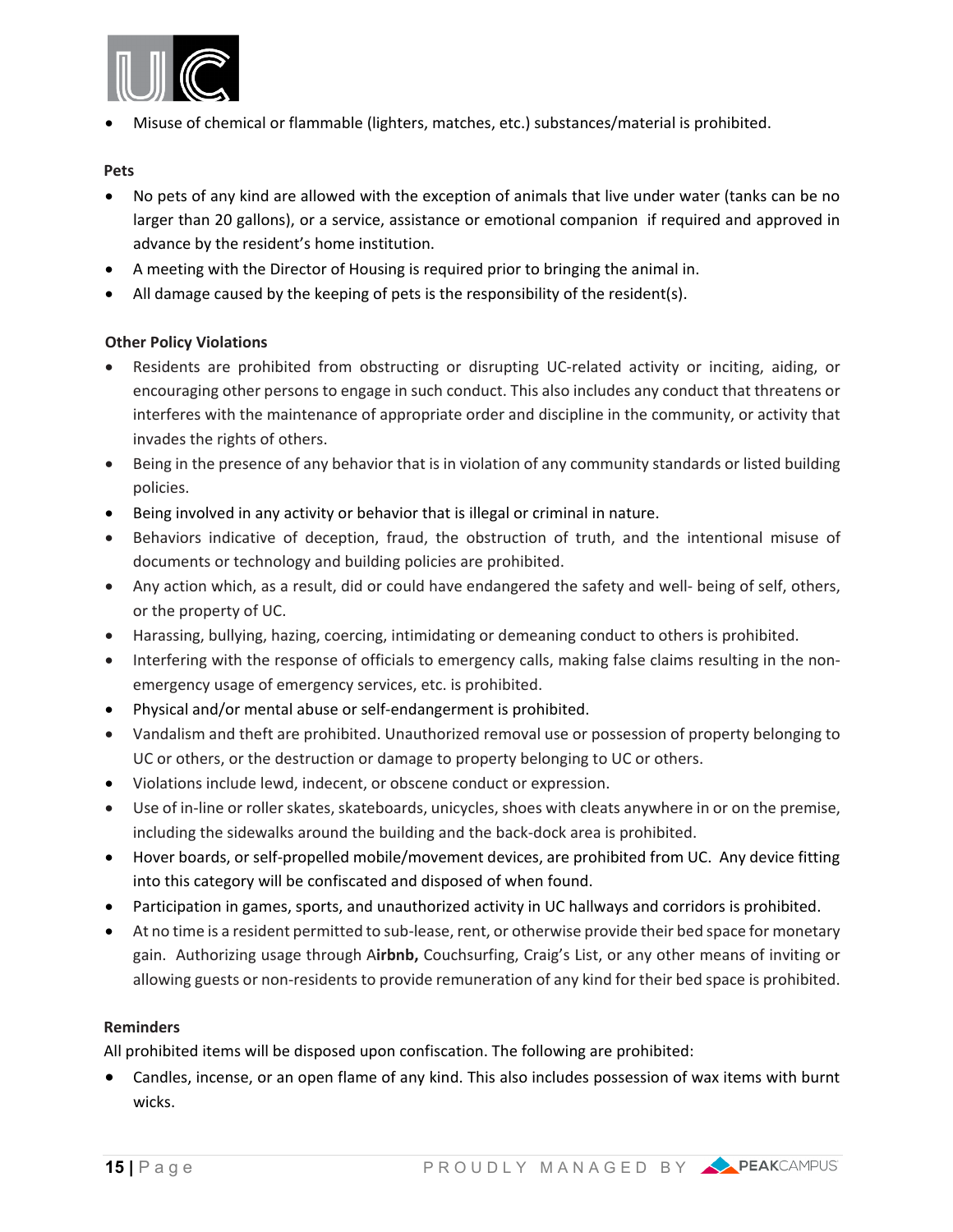- Misuse of chemical or flammable (lighters, matches, etc.) substances/material is prohibited.

**Pets**

- No pets of any kind are allowed with the exception of animals that live under water (tanks can be no larger than 20 gallons), or a service, assistance or emotional companion if required and approved in advance by the resident's home institution.
- A meeting with the Director of Housing is required prior to bringing the animal in.
- All damage caused by the keeping of pets is the responsibility of the resident(s).

**Other Policy Violations**

- Residents are prohibited from obstructing or disrupting UC-related activity or inciting, aiding, or encouraging other persons to engage in such conduct. This also includes any conduct that threatens or interferes with the maintenance of appropriate order and discipline in the community, or activity that invades the rights of others.
- Being in the presence of any behavior that is in violation of any community standards or listed building policies.
- Being involved in any activity or behavior that is illegal or criminal in nature.
- Behaviors indicative of deception, fraud, the obstruction of truth, and the intentional misuse of documents or technology and building policies are prohibited.
- Any action which, as a result, did or could have endangered the safety and well- being of self, others, or the property of UC.
- Harassing, bullying, hazing, coercing, intimidating or demeaning conduct to others is prohibited.
- Interfering with the response of officials to emergency calls, making false claims resulting in the non-emergency usage of emergency services, etc. is prohibited.
- Physical and/or mental abuse or self-endangerment is prohibited.
- Vandalism and theft are prohibited. Unauthorized removal use or possession of property belonging to UC or others, or the destruction or damage to property belonging to UC or others.
- Violations include lewd, indecent, or obscene conduct or expression.
- Use of in-line or roller skates, skateboards, unicycles, shoes with cleats anywhere in or on the premise, including the sidewalks around the building and the back-dock area is prohibited.
- Hover boards, or self-propelled mobile/movement devices, are prohibited from UC. Any device fitting into this category will be confiscated and disposed of when found.
- Participation in games, sports, and unauthorized activity in UC hallways and corridors is prohibited.
- At no time is a resident permitted to sub-lease, rent, or otherwise provide their bed space for monetary gain. Authorizing usage through A**irbnb,** Couchsurfing, Craig's List, or any other means of inviting or allowing guests or non-residents to provide remuneration of any kind for their bed space is prohibited.

**Reminders**

All prohibited items will be disposed upon confiscation. The following are prohibited:

- Candles, incense, or an open flame of any kind. This also includes possession of wax items with burnt wicks.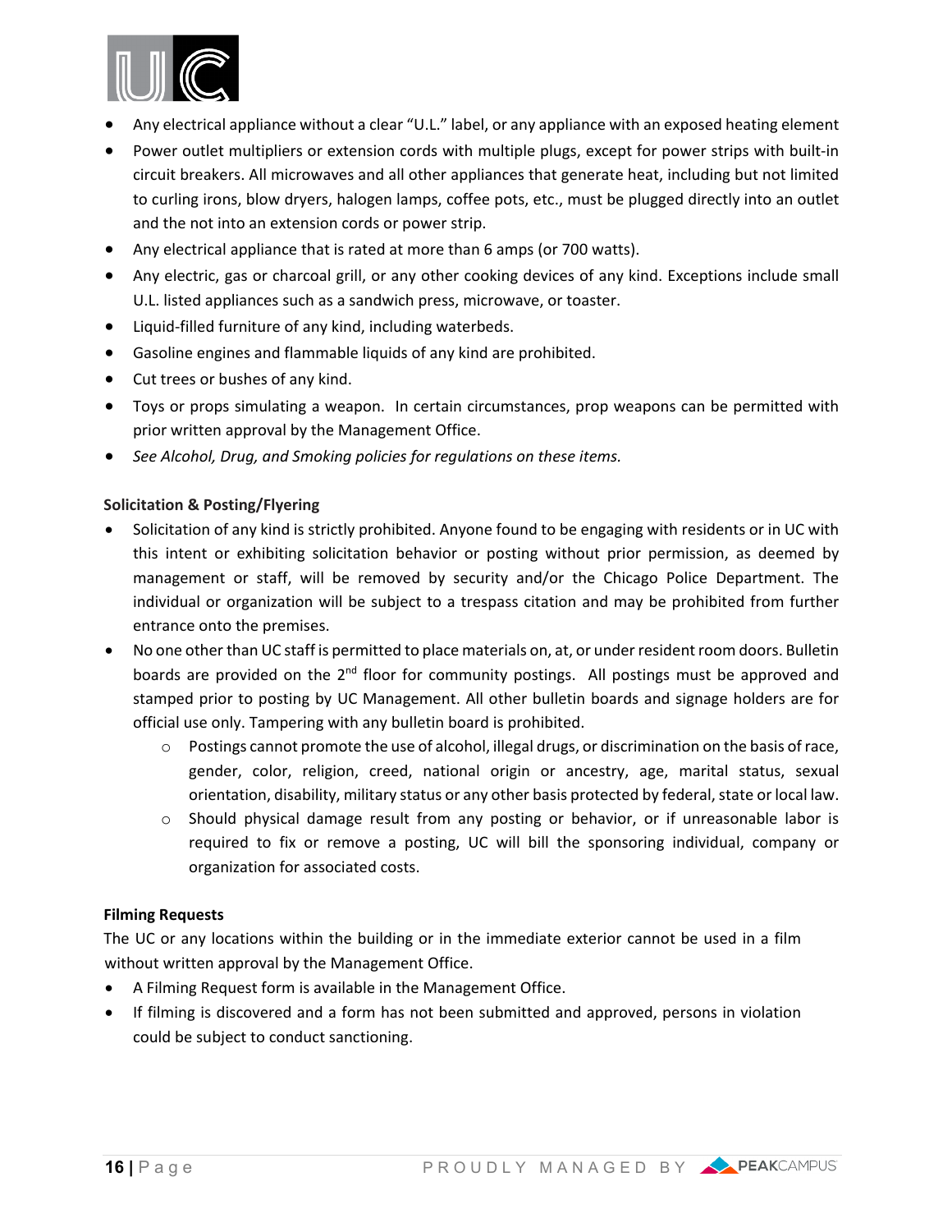- Any electrical appliance without a clear "U.L." label, or any appliance with an exposed heating element
- Power outlet multipliers or extension cords with multiple plugs, except for power strips with built-in circuit breakers. All microwaves and all other appliances that generate heat, including but not limited to curling irons, blow dryers, halogen lamps, coffee pots, etc., must be plugged directly into an outlet and the not into an extension cords or power strip.
- Any electrical appliance that is rated at more than 6 amps (or 700 watts).
- Any electric, gas or charcoal grill, or any other cooking devices of any kind. Exceptions include small U.L. listed appliances such as a sandwich press, microwave, or toaster.
- Liquid-filled furniture of any kind, including waterbeds.
- Gasoline engines and flammable liquids of any kind are prohibited.
- Cut trees or bushes of any kind.
- Toys or props simulating a weapon. In certain circumstances, prop weapons can be permitted with prior written approval by the Management Office.
- *See Alcohol, Drug, and Smoking policies for regulations on these items.*

**Solicitation & Posting/Flyering**

- Solicitation of any kind is strictly prohibited. Anyone found to be engaging with residents or in UC with this intent or exhibiting solicitation behavior or posting without prior permission, as deemed by management or staff, will be removed by security and/or the Chicago Police Department. The individual or organization will be subject to a trespass citation and may be prohibited from further entrance onto the premises.
- No one other than UC staff is permitted to place materials on, at, or under resident room doors. Bulletin boards are provided on the 2nd floor for community postings. All postings must be approved and stamped prior to posting by UC Management. All other bulletin boards and signage holders are for official use only. Tampering with any bulletin board is prohibited.
  - Postings cannot promote the use of alcohol, illegal drugs, or discrimination on the basis of race, gender, color, religion, creed, national origin or ancestry, age, marital status, sexual orientation, disability, military status or any other basis protected by federal, state or local law.
  - Should physical damage result from any posting or behavior, or if unreasonable labor is required to fix or remove a posting, UC will bill the sponsoring individual, company or organization for associated costs.

**Filming Requests**

The UC or any locations within the building or in the immediate exterior cannot be used in a film without written approval by the Management Office.

- A Filming Request form is available in the Management Office.
- If filming is discovered and a form has not been submitted and approved, persons in violation could be subject to conduct sanctioning.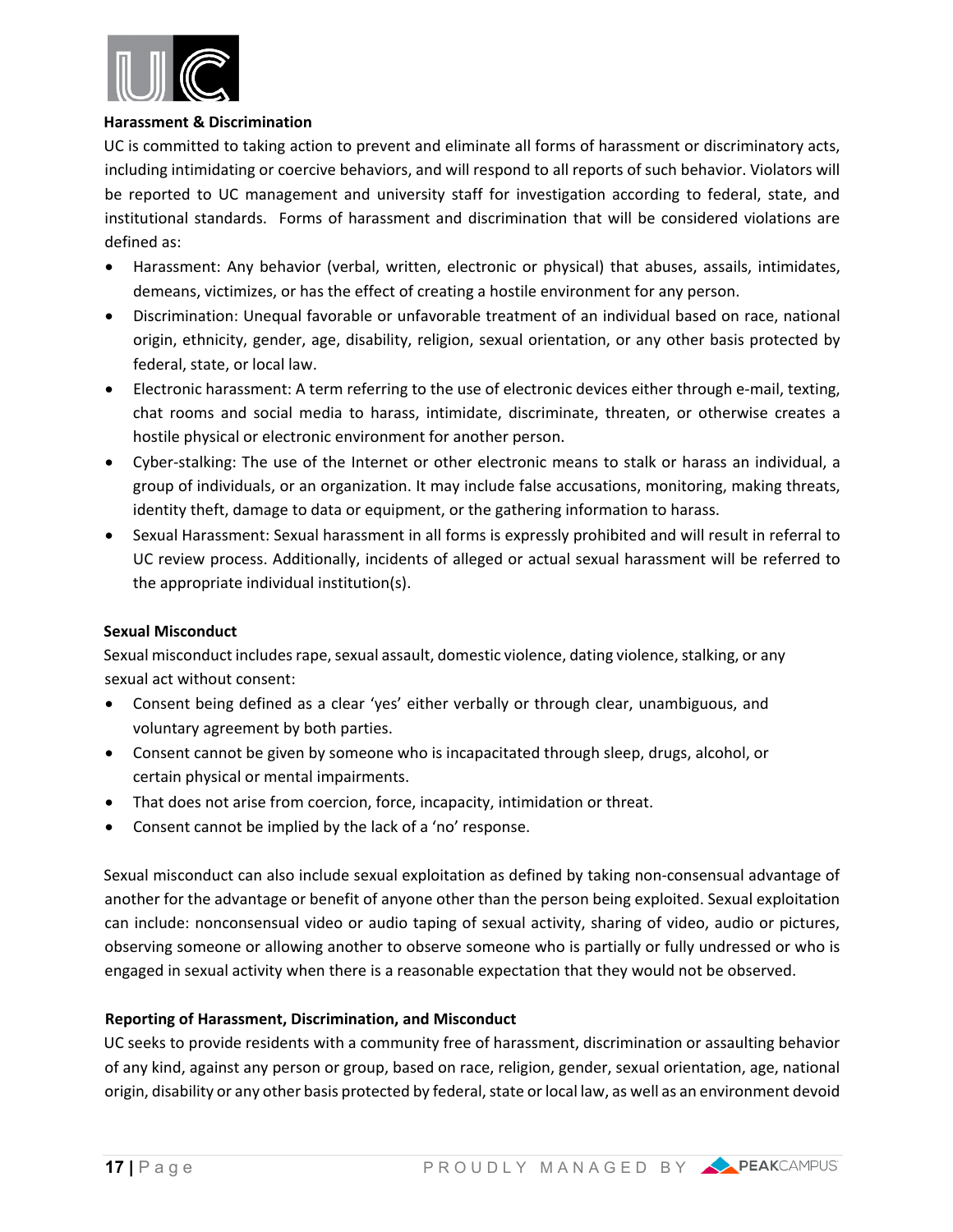**Harassment & Discrimination**

UC is committed to taking action to prevent and eliminate all forms of harassment or discriminatory acts, including intimidating or coercive behaviors, and will respond to all reports of such behavior. Violators will be reported to UC management and university staff for investigation according to federal, state, and institutional standards. Forms of harassment and discrimination that will be considered violations are defined as:

- Harassment: Any behavior (verbal, written, electronic or physical) that abuses, assails, intimidates, demeans, victimizes, or has the effect of creating a hostile environment for any person.
- Discrimination: Unequal favorable or unfavorable treatment of an individual based on race, national origin, ethnicity, gender, age, disability, religion, sexual orientation, or any other basis protected by federal, state, or local law.
- Electronic harassment: A term referring to the use of electronic devices either through e-mail, texting, chat rooms and social media to harass, intimidate, discriminate, threaten, or otherwise creates a hostile physical or electronic environment for another person.
- Cyber-stalking: The use of the Internet or other electronic means to stalk or harass an individual, a group of individuals, or an organization. It may include false accusations, monitoring, making threats, identity theft, damage to data or equipment, or the gathering information to harass.
- Sexual Harassment: Sexual harassment in all forms is expressly prohibited and will result in referral to UC review process. Additionally, incidents of alleged or actual sexual harassment will be referred to the appropriate individual institution(s).

**Sexual Misconduct**

Sexual misconduct includes rape, sexual assault, domestic violence, dating violence, stalking, or any sexual act without consent:

- Consent being defined as a clear 'yes' either verbally or through clear, unambiguous, and voluntary agreement by both parties.
- Consent cannot be given by someone who is incapacitated through sleep, drugs, alcohol, or certain physical or mental impairments.
- That does not arise from coercion, force, incapacity, intimidation or threat.
- Consent cannot be implied by the lack of a 'no' response.

Sexual misconduct can also include sexual exploitation as defined by taking non-consensual advantage of another for the advantage or benefit of anyone other than the person being exploited. Sexual exploitation can include: nonconsensual video or audio taping of sexual activity, sharing of video, audio or pictures, observing someone or allowing another to observe someone who is partially or fully undressed or who is engaged in sexual activity when there is a reasonable expectation that they would not be observed.

**Reporting of Harassment, Discrimination, and Misconduct**

UC seeks to provide residents with a community free of harassment, discrimination or assaulting behavior of any kind, against any person or group, based on race, religion, gender, sexual orientation, age, national origin, disability or any other basis protected by federal, state or local law, as well as an environment devoid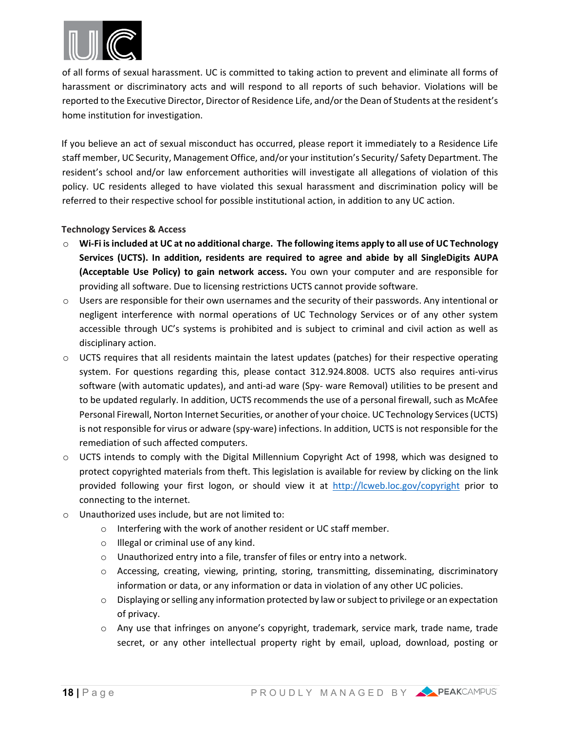of all forms of sexual harassment. UC is committed to taking action to prevent and eliminate all forms of harassment or discriminatory acts and will respond to all reports of such behavior. Violations will be reported to the Executive Director, Director of Residence Life, and/or the Dean of Students at the resident's home institution for investigation.

If you believe an act of sexual misconduct has occurred, please report it immediately to a Residence Life staff member, UC Security, Management Office, and/or your institution's Security/ Safety Department. The resident's school and/or law enforcement authorities will investigate all allegations of violation of this policy. UC residents alleged to have violated this sexual harassment and discrimination policy will be referred to their respective school for possible institutional action, in addition to any UC action.

**Technology Services & Access**

- **Wi-Fi is included at UC at no additional charge. The following items apply to all use of UC Technology Services (UCTS). In addition, residents are required to agree and abide by all SingleDigits AUPA (Acceptable Use Policy) to gain network access.** You own your computer and are responsible for providing all software. Due to licensing restrictions UCTS cannot provide software.
- Users are responsible for their own usernames and the security of their passwords. Any intentional or negligent interference with normal operations of UC Technology Services or of any other system accessible through UC's systems is prohibited and is subject to criminal and civil action as well as disciplinary action.
- UCTS requires that all residents maintain the latest updates (patches) for their respective operating system. For questions regarding this, please contact 312.924.8008. UCTS also requires anti-virus software (with automatic updates), and anti-ad ware (Spy- ware Removal) utilities to be present and to be updated regularly. In addition, UCTS recommends the use of a personal firewall, such as McAfee Personal Firewall, Norton Internet Securities, or another of your choice. UC Technology Services (UCTS) is not responsible for virus or adware (spy-ware) infections. In addition, UCTS is not responsible for the remediation of such affected computers.
- UCTS intends to comply with the Digital Millennium Copyright Act of 1998, which was designed to protect copyrighted materials from theft. This legislation is available for review by clicking on the link provided following your first logon, or should view it at [http://lcweb.loc.gov/copyright](http://lcweb.loc.gov/copyright) prior to connecting to the internet.
- Unauthorized uses include, but are not limited to:
  - Interfering with the work of another resident or UC staff member.
  - Illegal or criminal use of any kind.
  - Unauthorized entry into a file, transfer of files or entry into a network.
  - Accessing, creating, viewing, printing, storing, transmitting, disseminating, discriminatory information or data, or any information or data in violation of any other UC policies.
  - Displaying or selling any information protected by law or subject to privilege or an expectation of privacy.
  - Any use that infringes on anyone's copyright, trademark, service mark, trade name, trade secret, or any other intellectual property right by email, upload, download, posting or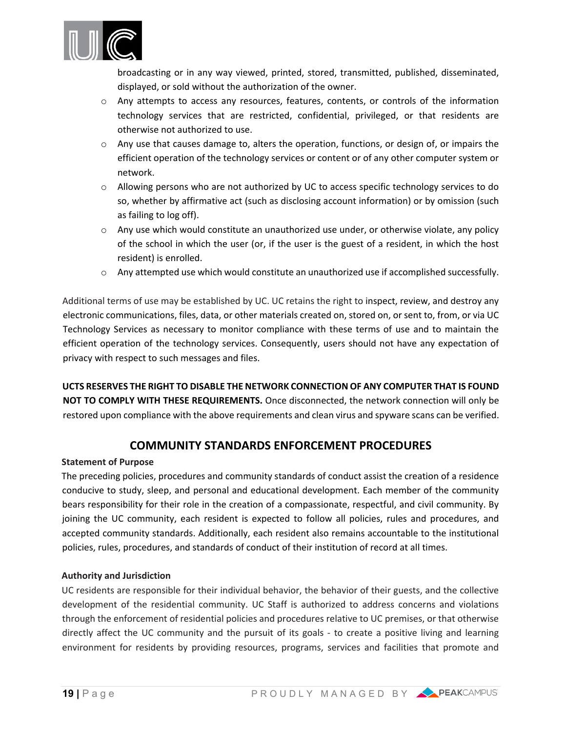broadcasting or in any way viewed, printed, stored, transmitted, published, disseminated, displayed, or sold without the authorization of the owner.

- Any attempts to access any resources, features, contents, or controls of the information technology services that are restricted, confidential, privileged, or that residents are otherwise not authorized to use.
- Any use that causes damage to, alters the operation, functions, or design of, or impairs the efficient operation of the technology services or content or of any other computer system or network.
- Allowing persons who are not authorized by UC to access specific technology services to do so, whether by affirmative act (such as disclosing account information) or by omission (such as failing to log off).
- Any use which would constitute an unauthorized use under, or otherwise violate, any policy of the school in which the user (or, if the user is the guest of a resident, in which the host resident) is enrolled.
- Any attempted use which would constitute an unauthorized use if accomplished successfully.

Additional terms of use may be established by UC. UC retains the right to inspect, review, and destroy any electronic communications, files, data, or other materials created on, stored on, or sent to, from, or via UC Technology Services as necessary to monitor compliance with these terms of use and to maintain the efficient operation of the technology services. Consequently, users should not have any expectation of privacy with respect to such messages and files.

**UCTS RESERVES THE RIGHT TO DISABLE THE NETWORK CONNECTION OF ANY COMPUTER THAT IS FOUND NOT TO COMPLY WITH THESE REQUIREMENTS.** Once disconnected, the network connection will only be restored upon compliance with the above requirements and clean virus and spyware scans can be verified.

## COMMUNITY STANDARDS ENFORCEMENT PROCEDURES

**Statement of Purpose**

The preceding policies, procedures and community standards of conduct assist the creation of a residence conducive to study, sleep, and personal and educational development. Each member of the community bears responsibility for their role in the creation of a compassionate, respectful, and civil community. By joining the UC community, each resident is expected to follow all policies, rules and procedures, and accepted community standards. Additionally, each resident also remains accountable to the institutional policies, rules, procedures, and standards of conduct of their institution of record at all times.

**Authority and Jurisdiction**

UC residents are responsible for their individual behavior, the behavior of their guests, and the collective development of the residential community. UC Staff is authorized to address concerns and violations through the enforcement of residential policies and procedures relative to UC premises, or that otherwise directly affect the UC community and the pursuit of its goals - to create a positive living and learning environment for residents by providing resources, programs, services and facilities that promote and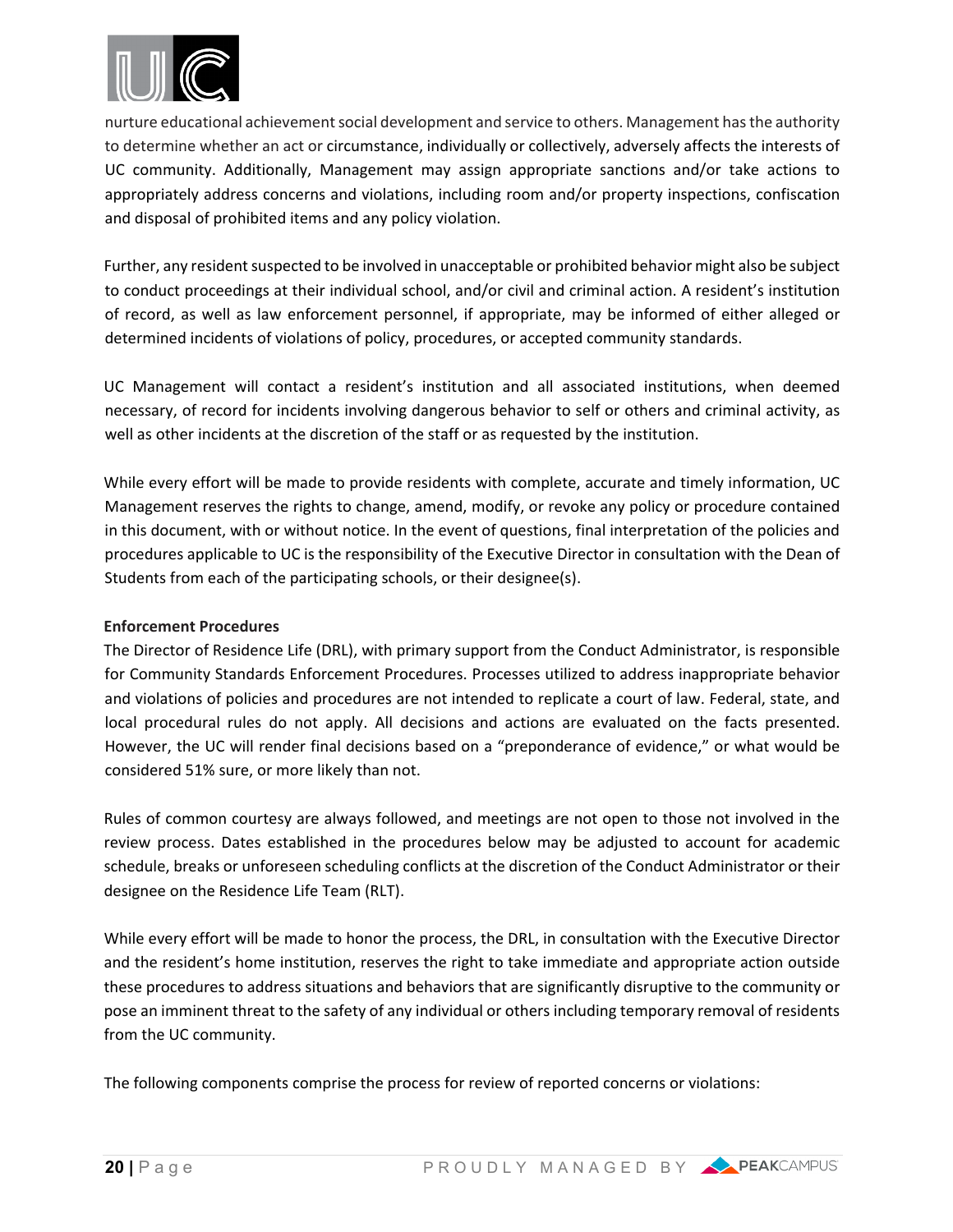nurture educational achievement social development and service to others. Management has the authority to determine whether an act or circumstance, individually or collectively, adversely affects the interests of UC community. Additionally, Management may assign appropriate sanctions and/or take actions to appropriately address concerns and violations, including room and/or property inspections, confiscation and disposal of prohibited items and any policy violation.

Further, any resident suspected to be involved in unacceptable or prohibited behavior might also be subject to conduct proceedings at their individual school, and/or civil and criminal action. A resident's institution of record, as well as law enforcement personnel, if appropriate, may be informed of either alleged or determined incidents of violations of policy, procedures, or accepted community standards.

UC Management will contact a resident's institution and all associated institutions, when deemed necessary, of record for incidents involving dangerous behavior to self or others and criminal activity, as well as other incidents at the discretion of the staff or as requested by the institution.

While every effort will be made to provide residents with complete, accurate and timely information, UC Management reserves the rights to change, amend, modify, or revoke any policy or procedure contained in this document, with or without notice. In the event of questions, final interpretation of the policies and procedures applicable to UC is the responsibility of the Executive Director in consultation with the Dean of Students from each of the participating schools, or their designee(s).

**Enforcement Procedures**

The Director of Residence Life (DRL), with primary support from the Conduct Administrator, is responsible for Community Standards Enforcement Procedures. Processes utilized to address inappropriate behavior and violations of policies and procedures are not intended to replicate a court of law. Federal, state, and local procedural rules do not apply. All decisions and actions are evaluated on the facts presented. However, the UC will render final decisions based on a "preponderance of evidence," or what would be considered 51% sure, or more likely than not.

Rules of common courtesy are always followed, and meetings are not open to those not involved in the review process. Dates established in the procedures below may be adjusted to account for academic schedule, breaks or unforeseen scheduling conflicts at the discretion of the Conduct Administrator or their designee on the Residence Life Team (RLT).

While every effort will be made to honor the process, the DRL, in consultation with the Executive Director and the resident's home institution, reserves the right to take immediate and appropriate action outside these procedures to address situations and behaviors that are significantly disruptive to the community or pose an imminent threat to the safety of any individual or others including temporary removal of residents from the UC community.

The following components comprise the process for review of reported concerns or violations: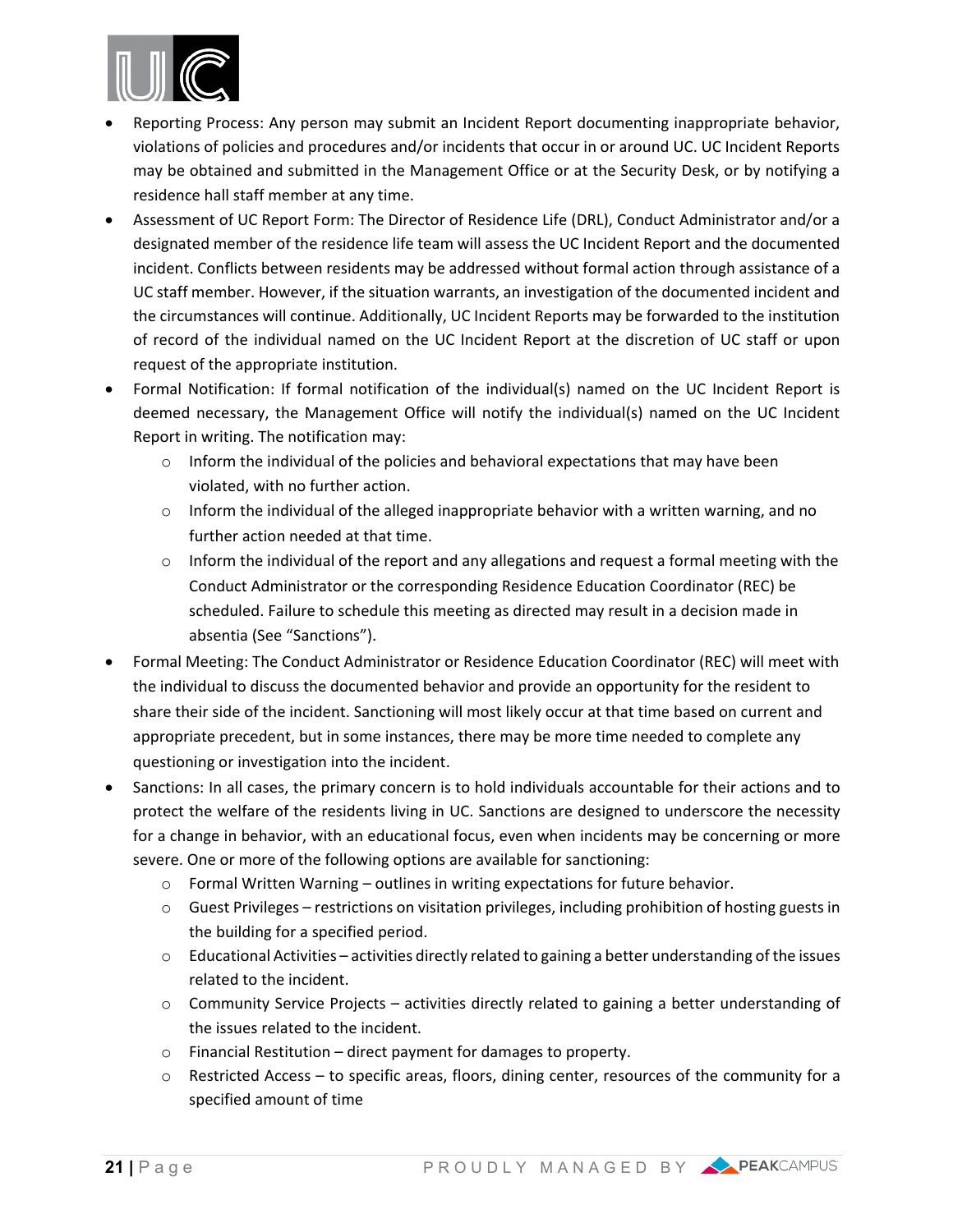- Reporting Process: Any person may submit an Incident Report documenting inappropriate behavior, violations of policies and procedures and/or incidents that occur in or around UC. UC Incident Reports may be obtained and submitted in the Management Office or at the Security Desk, or by notifying a residence hall staff member at any time.
- Assessment of UC Report Form: The Director of Residence Life (DRL), Conduct Administrator and/or a designated member of the residence life team will assess the UC Incident Report and the documented incident. Conflicts between residents may be addressed without formal action through assistance of a UC staff member. However, if the situation warrants, an investigation of the documented incident and the circumstances will continue. Additionally, UC Incident Reports may be forwarded to the institution of record of the individual named on the UC Incident Report at the discretion of UC staff or upon request of the appropriate institution.
- Formal Notification: If formal notification of the individual(s) named on the UC Incident Report is deemed necessary, the Management Office will notify the individual(s) named on the UC Incident Report in writing. The notification may:
  - Inform the individual of the policies and behavioral expectations that may have been violated, with no further action.
  - Inform the individual of the alleged inappropriate behavior with a written warning, and no further action needed at that time.
  - Inform the individual of the report and any allegations and request a formal meeting with the Conduct Administrator or the corresponding Residence Education Coordinator (REC) be scheduled. Failure to schedule this meeting as directed may result in a decision made in absentia (See "Sanctions").
- Formal Meeting: The Conduct Administrator or Residence Education Coordinator (REC) will meet with the individual to discuss the documented behavior and provide an opportunity for the resident to share their side of the incident. Sanctioning will most likely occur at that time based on current and appropriate precedent, but in some instances, there may be more time needed to complete any questioning or investigation into the incident.
- Sanctions: In all cases, the primary concern is to hold individuals accountable for their actions and to protect the welfare of the residents living in UC. Sanctions are designed to underscore the necessity for a change in behavior, with an educational focus, even when incidents may be concerning or more severe. One or more of the following options are available for sanctioning:
  - Formal Written Warning – outlines in writing expectations for future behavior.
  - Guest Privileges – restrictions on visitation privileges, including prohibition of hosting guests in the building for a specified period.
  - Educational Activities – activities directly related to gaining a better understanding of the issues related to the incident.
  - Community Service Projects – activities directly related to gaining a better understanding of the issues related to the incident.
  - Financial Restitution – direct payment for damages to property.
  - Restricted Access – to specific areas, floors, dining center, resources of the community for a specified amount of time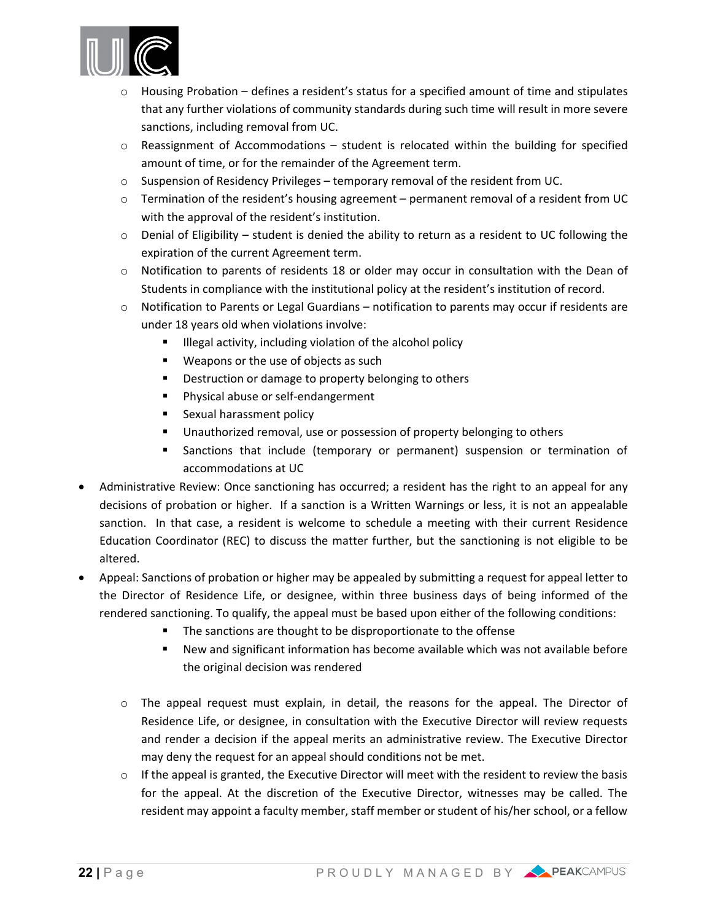- Housing Probation – defines a resident's status for a specified amount of time and stipulates that any further violations of community standards during such time will result in more severe sanctions, including removal from UC.
  - Reassignment of Accommodations – student is relocated within the building for specified amount of time, or for the remainder of the Agreement term.
  - Suspension of Residency Privileges – temporary removal of the resident from UC.
  - Termination of the resident's housing agreement – permanent removal of a resident from UC with the approval of the resident's institution.
  - Denial of Eligibility – student is denied the ability to return as a resident to UC following the expiration of the current Agreement term.
  - Notification to parents of residents 18 or older may occur in consultation with the Dean of Students in compliance with the institutional policy at the resident's institution of record.
  - Notification to Parents or Legal Guardians – notification to parents may occur if residents are under 18 years old when violations involve:
    - Illegal activity, including violation of the alcohol policy
    - Weapons or the use of objects as such
    - Destruction or damage to property belonging to others
    - Physical abuse or self-endangerment
    - Sexual harassment policy
    - Unauthorized removal, use or possession of property belonging to others
    - Sanctions that include (temporary or permanent) suspension or termination of accommodations at UC
- Administrative Review: Once sanctioning has occurred; a resident has the right to an appeal for any decisions of probation or higher. If a sanction is a Written Warnings or less, it is not an appealable sanction. In that case, a resident is welcome to schedule a meeting with their current Residence Education Coordinator (REC) to discuss the matter further, but the sanctioning is not eligible to be altered.
- Appeal: Sanctions of probation or higher may be appealed by submitting a request for appeal letter to the Director of Residence Life, or designee, within three business days of being informed of the rendered sanctioning. To qualify, the appeal must be based upon either of the following conditions:
    - The sanctions are thought to be disproportionate to the offense
    - New and significant information has become available which was not available before the original decision was rendered
  - The appeal request must explain, in detail, the reasons for the appeal. The Director of Residence Life, or designee, in consultation with the Executive Director will review requests and render a decision if the appeal merits an administrative review. The Executive Director may deny the request for an appeal should conditions not be met.
  - If the appeal is granted, the Executive Director will meet with the resident to review the basis for the appeal. At the discretion of the Executive Director, witnesses may be called. The resident may appoint a faculty member, staff member or student of his/her school, or a fellow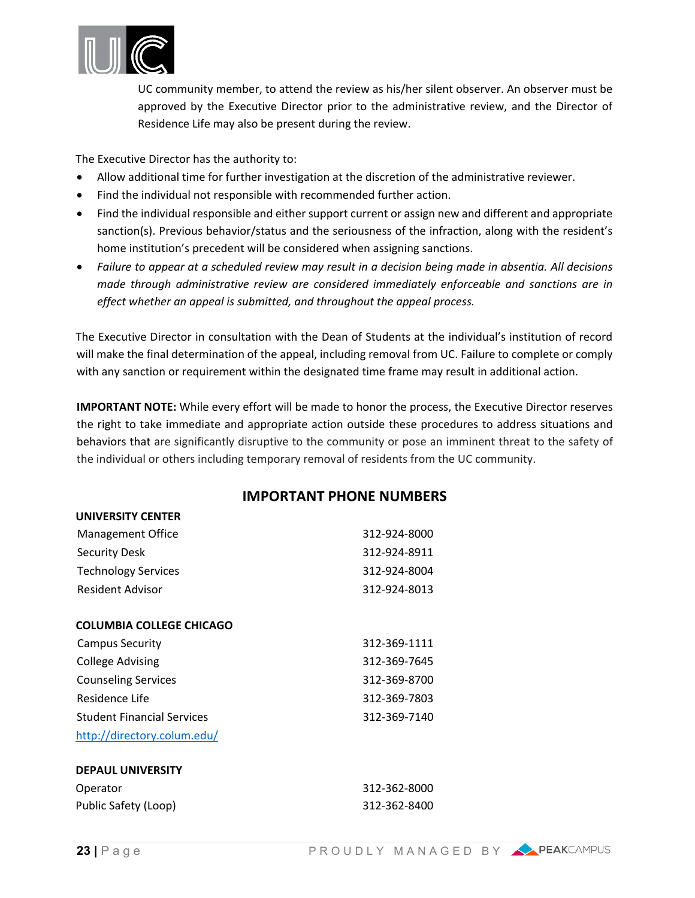UC community member, to attend the review as his/her silent observer. An observer must be approved by the Executive Director prior to the administrative review, and the Director of Residence Life may also be present during the review.

The Executive Director has the authority to:

- Allow additional time for further investigation at the discretion of the administrative reviewer.
- Find the individual not responsible with recommended further action.
- Find the individual responsible and either support current or assign new and different and appropriate sanction(s). Previous behavior/status and the seriousness of the infraction, along with the resident's home institution's precedent will be considered when assigning sanctions.
- *Failure to appear at a scheduled review may result in a decision being made in absentia. All decisions made through administrative review are considered immediately enforceable and sanctions are in effect whether an appeal is submitted, and throughout the appeal process.*

The Executive Director in consultation with the Dean of Students at the individual's institution of record will make the final determination of the appeal, including removal from UC. Failure to complete or comply with any sanction or requirement within the designated time frame may result in additional action.

**IMPORTANT NOTE:** While every effort will be made to honor the process, the Executive Director reserves the right to take immediate and appropriate action outside these procedures to address situations and behaviors that are significantly disruptive to the community or pose an imminent threat to the safety of the individual or others including temporary removal of residents from the UC community.

## IMPORTANT PHONE NUMBERS

**UNIVERSITY CENTER**

| | |
|---|---|
| Management Office | 312-924-8000 |
| Security Desk | 312-924-8911 |
| Technology Services | 312-924-8004 |
| Resident Advisor | 312-924-8013 |

**COLUMBIA COLLEGE CHICAGO**

| | |
|---|---|
| Campus Security | 312-369-1111 |
| College Advising | 312-369-7645 |
| Counseling Services | 312-369-8700 |
| Residence Life | 312-369-7803 |
| Student Financial Services | 312-369-7140 |

http://directory.colum.edu/

**DEPAUL UNIVERSITY**

| | |
|---|---|
| Operator | 312-362-8000 |
| Public Safety (Loop) | 312-362-8400 |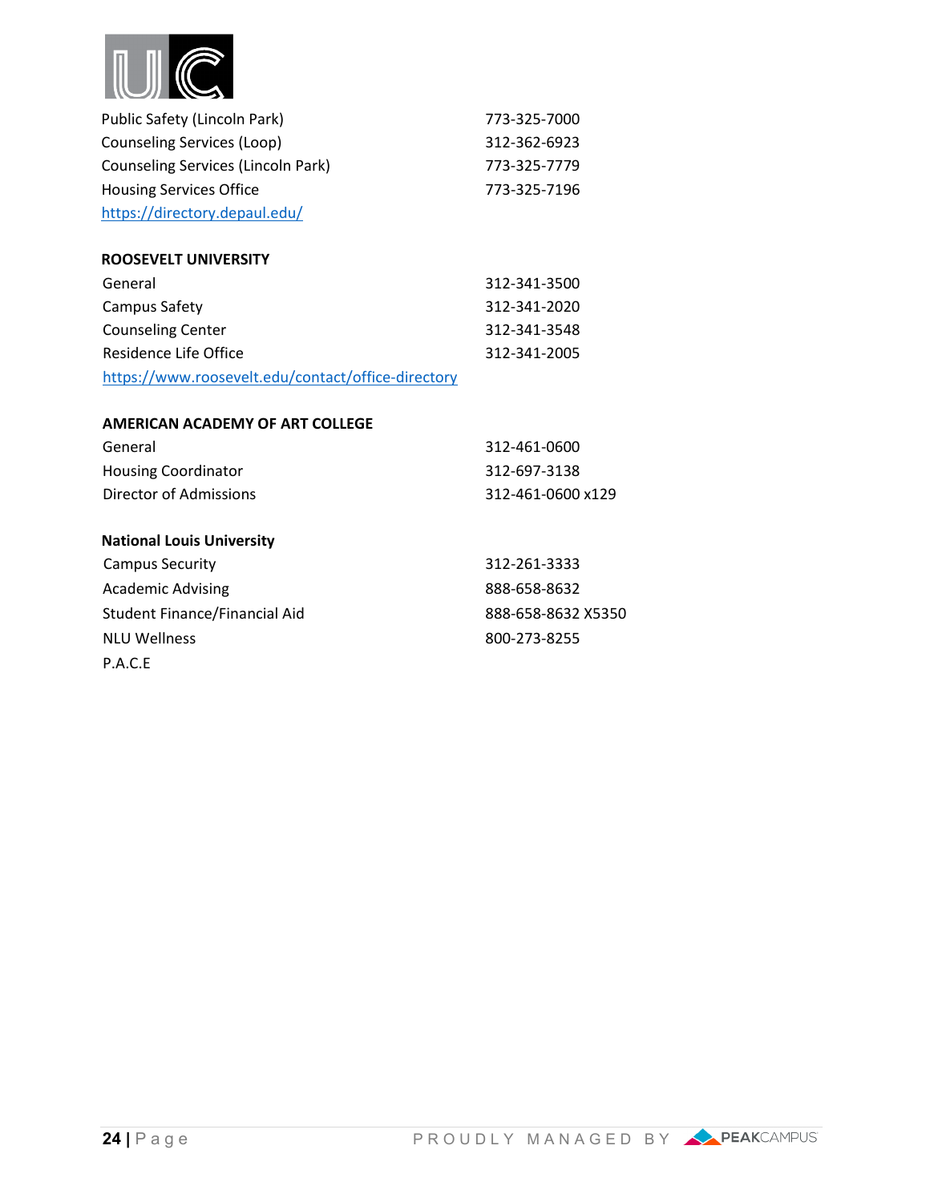| | |
|---|---|
| Public Safety (Lincoln Park) | 773-325-7000 |
| Counseling Services (Loop) | 312-362-6923 |
| Counseling Services (Lincoln Park) | 773-325-7779 |
| Housing Services Office | 773-325-7196 |

https://directory.depaul.edu/

**ROOSEVELT UNIVERSITY**

| | |
|---|---|
| General | 312-341-3500 |
| Campus Safety | 312-341-2020 |
| Counseling Center | 312-341-3548 |
| Residence Life Office | 312-341-2005 |

https://www.roosevelt.edu/contact/office-directory

**AMERICAN ACADEMY OF ART COLLEGE**

| | |
|---|---|
| General | 312-461-0600 |
| Housing Coordinator | 312-697-3138 |
| Director of Admissions | 312-461-0600 x129 |

**National Louis University**

| | |
|---|---|
| Campus Security | 312-261-3333 |
| Academic Advising | 888-658-8632 |
| Student Finance/Financial Aid | 888-658-8632 X5350 |
| NLU Wellness | 800-273-8255 |
| P.A.C.E | |